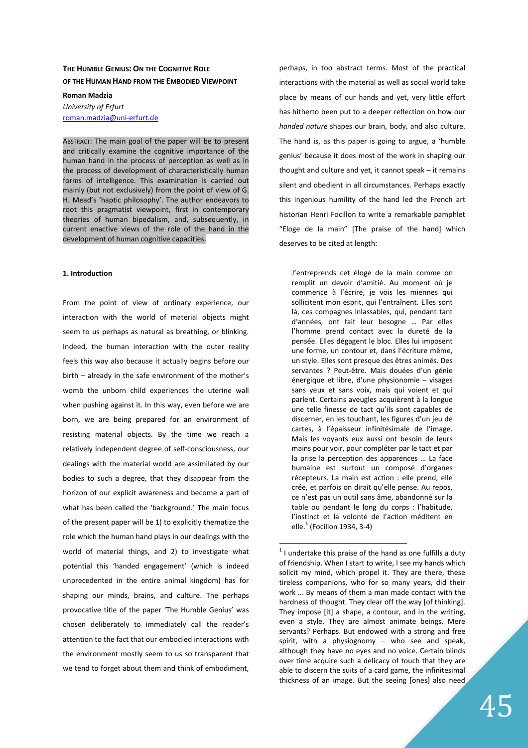# THE HUMBLE GENIUS: ON THE COGNITIVE ROLE OF THE HUMAN HAND FROM THE EMBODIED VIEWPOINT

**Roman Madzia**
*University of Erfurt*
roman.madzia@uni-erfurt.de

ABSTRACT: The main goal of the paper will be to present and critically examine the cognitive importance of the human hand in the process of perception as well as in the process of development of characteristically human forms of intelligence. This examination is carried out mainly (but not exclusively) from the point of view of G. H. Mead's 'haptic philosophy'. The author endeavors to root this pragmatist viewpoint, first in contemporary theories of human bipedalism, and, subsequently, in current enactive views of the role of the hand in the development of human cognitive capacities.

## 1. Introduction

From the point of view of ordinary experience, our interaction with the world of material objects might seem to us perhaps as natural as breathing, or blinking. Indeed, the human interaction with the outer reality feels this way also because it actually begins before our birth – already in the safe environment of the mother's womb the unborn child experiences the uterine wall when pushing against it. In this way, even before we are born, we are being prepared for an environment of resisting material objects. By the time we reach a relatively independent degree of self-consciousness, our dealings with the material world are assimilated by our bodies to such a degree, that they disappear from the horizon of our explicit awareness and become a part of what has been called the 'background.' The main focus of the present paper will be 1) to explicitly thematize the role which the human hand plays in our dealings with the world of material things, and 2) to investigate what potential this 'handed engagement' (which is indeed unprecedented in the entire animal kingdom) has for shaping our minds, brains, and culture. The perhaps provocative title of the paper 'The Humble Genius' was chosen deliberately to immediately call the reader's attention to the fact that our embodied interactions with the environment mostly seem to us so transparent that we tend to forget about them and think of embodiment, perhaps, in too abstract terms. Most of the practical interactions with the material as well as social world take place by means of our hands and yet, very little effort has hitherto been put to a deeper reflection on how our *handed nature* shapes our brain, body, and also culture. The hand is, as this paper is going to argue, a 'humble genius' because it does most of the work in shaping our thought and culture and yet, it cannot speak – it remains silent and obedient in all circumstances. Perhaps exactly this ingenious humility of the hand led the French art historian Henri Focillon to write a remarkable pamphlet "Eloge de la main" [The praise of the hand] which deserves to be cited at length:

> J'entreprends cet éloge de la main comme on remplit un devoir d'amitié. Au moment où je commence à l'écrire, je vois les miennes qui sollicitent mon esprit, qui l'entraînent. Elles sont là, ces compagnes inlassables, qui, pendant tant d'années, ont fait leur besogne … Par elles l'homme prend contact avec la dureté de la pensée. Elles dégagent le bloc. Elles lui imposent une forme, un contour et, dans l'écriture même, un style. Elles sont presque des êtres animés. Des servantes ? Peut-être. Mais douées d'un génie énergique et libre, d'une physionomie – visages sans yeux et sans voix, mais qui voient et qui parlent. Certains aveugles acquièrent à la longue une telle finesse de tact qu'ils sont capables de discerner, en les touchant, les figures d'un jeu de cartes, à l'épaisseur infinitésimale de l'image. Mais les voyants eux aussi ont besoin de leurs mains pour voir, pour compléter par le tact et par la prise la perception des apparences … La face humaine est surtout un composé d'organes récepteurs. La main est action : elle prend, elle crée, et parfois on dirait qu'elle pense. Au repos, ce n'est pas un outil sans âme, abandonné sur la table ou pendant le long du corps : l'habitude, l'instinct et la volonté de l'action méditent en elle.[1] (Focillon 1934, 3-4)

[1] I undertake this praise of the hand as one fulfills a duty of friendship. When I start to write, I see my hands which solicit my mind, which propel it. They are there, these tireless companions, who for so many years, did their work ... By means of them a man made contact with the hardness of thought. They clear off the way [of thinking]. They impose [it] a shape, a contour, and in the writing, even a style. They are almost animate beings. Mere servants? Perhaps. But endowed with a strong and free spirit, with a physiognomy – who see and speak, although they have no eyes and no voice. Certain blinds over time acquire such a delicacy of touch that they are able to discern the suits of a card game, the infinitesimal thickness of an image. But the seeing [ones] also need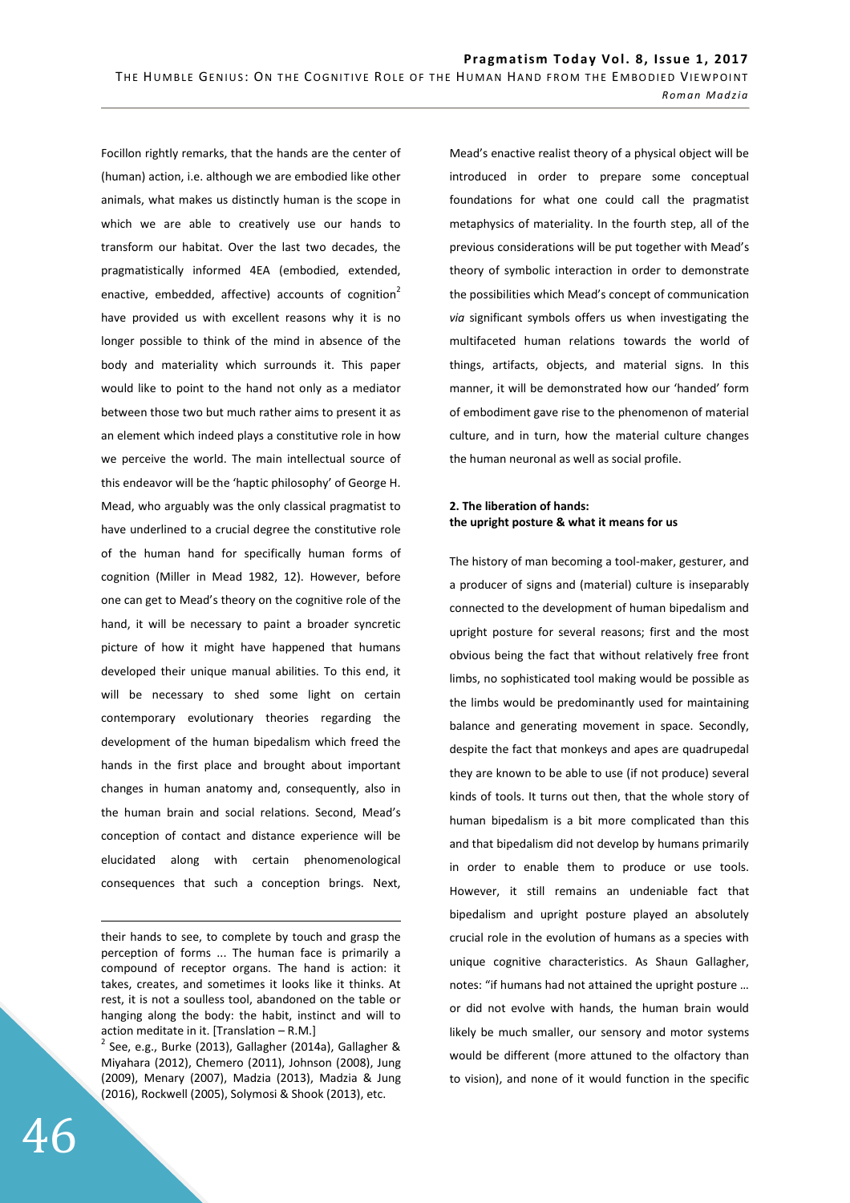Focillon rightly remarks, that the hands are the center of (human) action, i.e. although we are embodied like other animals, what makes us distinctly human is the scope in which we are able to creatively use our hands to transform our habitat. Over the last two decades, the pragmatistically informed 4EA (embodied, extended, enactive, embedded, affective) accounts of cognition[2] have provided us with excellent reasons why it is no longer possible to think of the mind in absence of the body and materiality which surrounds it. This paper would like to point to the hand not only as a mediator between those two but much rather aims to present it as an element which indeed plays a constitutive role in how we perceive the world. The main intellectual source of this endeavor will be the 'haptic philosophy' of George H. Mead, who arguably was the only classical pragmatist to have underlined to a crucial degree the constitutive role of the human hand for specifically human forms of cognition (Miller in Mead 1982, 12). However, before one can get to Mead's theory on the cognitive role of the hand, it will be necessary to paint a broader syncretic picture of how it might have happened that humans developed their unique manual abilities. To this end, it will be necessary to shed some light on certain contemporary evolutionary theories regarding the development of the human bipedalism which freed the hands in the first place and brought about important changes in human anatomy and, consequently, also in the human brain and social relations. Second, Mead's conception of contact and distance experience will be elucidated along with certain phenomenological consequences that such a conception brings. Next, Mead's enactive realist theory of a physical object will be introduced in order to prepare some conceptual foundations for what one could call the pragmatist metaphysics of materiality. In the fourth step, all of the previous considerations will be put together with Mead's theory of symbolic interaction in order to demonstrate the possibilities which Mead's concept of communication *via* significant symbols offers us when investigating the multifaceted human relations towards the world of things, artifacts, objects, and material signs. In this manner, it will be demonstrated how our 'handed' form of embodiment gave rise to the phenomenon of material culture, and in turn, how the material culture changes the human neuronal as well as social profile.

## 2. The liberation of hands: the upright posture & what it means for us

The history of man becoming a tool-maker, gesturer, and a producer of signs and (material) culture is inseparably connected to the development of human bipedalism and upright posture for several reasons; first and the most obvious being the fact that without relatively free front limbs, no sophisticated tool making would be possible as the limbs would be predominantly used for maintaining balance and generating movement in space. Secondly, despite the fact that monkeys and apes are quadrupedal they are known to be able to use (if not produce) several kinds of tools. It turns out then, that the whole story of human bipedalism is a bit more complicated than this and that bipedalism did not develop by humans primarily in order to enable them to produce or use tools. However, it still remains an undeniable fact that bipedalism and upright posture played an absolutely crucial role in the evolution of humans as a species with unique cognitive characteristics. As Shaun Gallagher, notes: "if humans had not attained the upright posture … or did not evolve with hands, the human brain would likely be much smaller, our sensory and motor systems would be different (more attuned to the olfactory than to vision), and none of it would function in the specific

---

their hands to see, to complete by touch and grasp the perception of forms ... The human face is primarily a compound of receptor organs. The hand is action: it takes, creates, and sometimes it looks like it thinks. At rest, it is not a soulless tool, abandoned on the table or hanging along the body: the habit, instinct and will to action meditate in it. [Translation – R.M.]

[2] See, e.g., Burke (2013), Gallagher (2014a), Gallagher & Miyahara (2012), Chemero (2011), Johnson (2008), Jung (2009), Menary (2007), Madzia (2013), Madzia & Jung (2016), Rockwell (2005), Solymosi & Shook (2013), etc.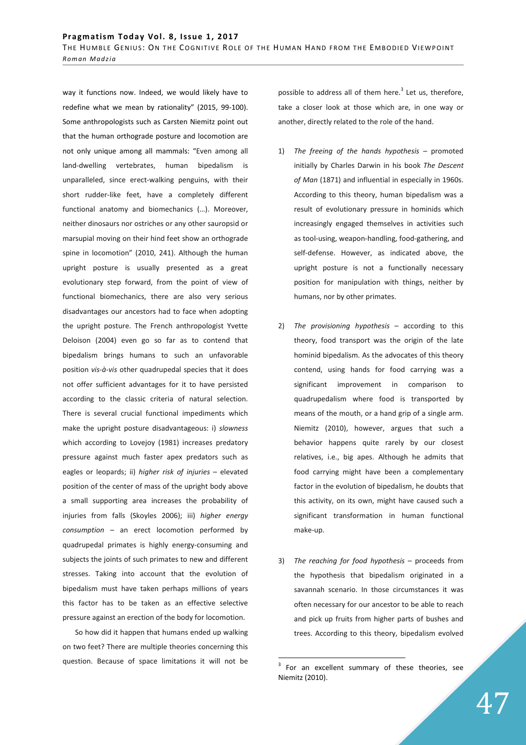way it functions now. Indeed, we would likely have to redefine what we mean by rationality" (2015, 99-100). Some anthropologists such as Carsten Niemitz point out that the human orthograde posture and locomotion are not only unique among all mammals: "Even among all land-dwelling vertebrates, human bipedalism is unparalleled, since erect-walking penguins, with their short rudder-like feet, have a completely different functional anatomy and biomechanics (…). Moreover, neither dinosaurs nor ostriches or any other sauropsid or marsupial moving on their hind feet show an orthograde spine in locomotion" (2010, 241). Although the human upright posture is usually presented as a great evolutionary step forward, from the point of view of functional biomechanics, there are also very serious disadvantages our ancestors had to face when adopting the upright posture. The French anthropologist Yvette Deloison (2004) even go so far as to contend that bipedalism brings humans to such an unfavorable position *vis-à-vis* other quadrupedal species that it does not offer sufficient advantages for it to have persisted according to the classic criteria of natural selection. There is several crucial functional impediments which make the upright posture disadvantageous: i) *slowness* which according to Lovejoy (1981) increases predatory pressure against much faster apex predators such as eagles or leopards; ii) *higher risk of injuries* – elevated position of the center of mass of the upright body above a small supporting area increases the probability of injuries from falls (Skoyles 2006); iii) *higher energy consumption* – an erect locomotion performed by quadrupedal primates is highly energy-consuming and subjects the joints of such primates to new and different stresses. Taking into account that the evolution of bipedalism must have taken perhaps millions of years this factor has to be taken as an effective selective pressure against an erection of the body for locomotion.

So how did it happen that humans ended up walking on two feet? There are multiple theories concerning this question. Because of space limitations it will not be possible to address all of them here.[3] Let us, therefore, take a closer look at those which are, in one way or another, directly related to the role of the hand.

1) *The freeing of the hands hypothesis* – promoted initially by Charles Darwin in his book *The Descent of Man* (1871) and influential in especially in 1960s. According to this theory, human bipedalism was a result of evolutionary pressure in hominids which increasingly engaged themselves in activities such as tool-using, weapon-handling, food-gathering, and self-defense. However, as indicated above, the upright posture is not a functionally necessary position for manipulation with things, neither by humans, nor by other primates.

2) *The provisioning hypothesis* – according to this theory, food transport was the origin of the late hominid bipedalism. As the advocates of this theory contend, using hands for food carrying was a significant improvement in comparison to quadrupedalism where food is transported by means of the mouth, or a hand grip of a single arm. Niemitz (2010), however, argues that such a behavior happens quite rarely by our closest relatives, i.e., big apes. Although he admits that food carrying might have been a complementary factor in the evolution of bipedalism, he doubts that this activity, on its own, might have caused such a significant transformation in human functional make-up.

3) *The reaching for food hypothesis* – proceeds from the hypothesis that bipedalism originated in a savannah scenario. In those circumstances it was often necessary for our ancestor to be able to reach and pick up fruits from higher parts of bushes and trees. According to this theory, bipedalism evolved

[3] For an excellent summary of these theories, see Niemitz (2010).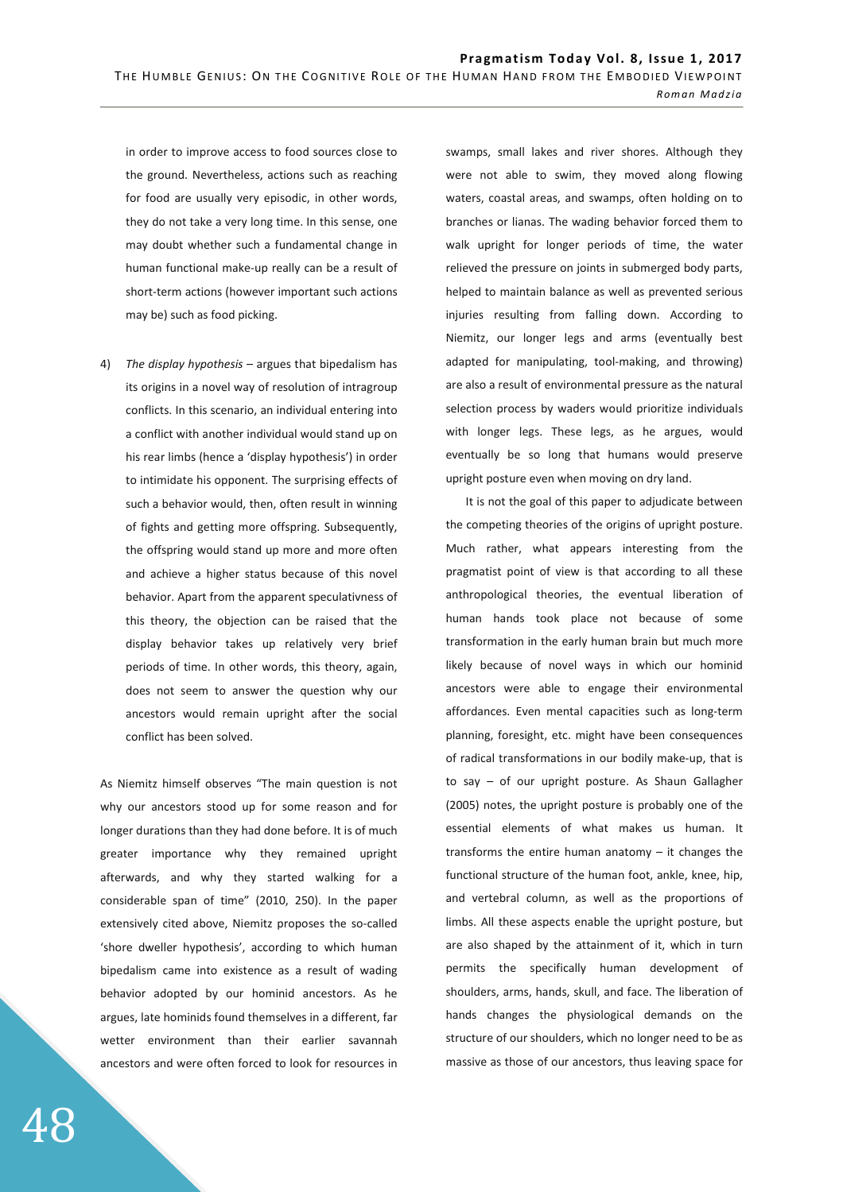in order to improve access to food sources close to the ground. Nevertheless, actions such as reaching for food are usually very episodic, in other words, they do not take a very long time. In this sense, one may doubt whether such a fundamental change in human functional make-up really can be a result of short-term actions (however important such actions may be) such as food picking.

4) *The display hypothesis* – argues that bipedalism has its origins in a novel way of resolution of intragroup conflicts. In this scenario, an individual entering into a conflict with another individual would stand up on his rear limbs (hence a 'display hypothesis') in order to intimidate his opponent. The surprising effects of such a behavior would, then, often result in winning of fights and getting more offspring. Subsequently, the offspring would stand up more and more often and achieve a higher status because of this novel behavior. Apart from the apparent speculativness of this theory, the objection can be raised that the display behavior takes up relatively very brief periods of time. In other words, this theory, again, does not seem to answer the question why our ancestors would remain upright after the social conflict has been solved.

As Niemitz himself observes "The main question is not why our ancestors stood up for some reason and for longer durations than they had done before. It is of much greater importance why they remained upright afterwards, and why they started walking for a considerable span of time" (2010, 250). In the paper extensively cited above, Niemitz proposes the so-called 'shore dweller hypothesis', according to which human bipedalism came into existence as a result of wading behavior adopted by our hominid ancestors. As he argues, late hominids found themselves in a different, far wetter environment than their earlier savannah ancestors and were often forced to look for resources in swamps, small lakes and river shores. Although they were not able to swim, they moved along flowing waters, coastal areas, and swamps, often holding on to branches or lianas. The wading behavior forced them to walk upright for longer periods of time, the water relieved the pressure on joints in submerged body parts, helped to maintain balance as well as prevented serious injuries resulting from falling down. According to Niemitz, our longer legs and arms (eventually best adapted for manipulating, tool-making, and throwing) are also a result of environmental pressure as the natural selection process by waders would prioritize individuals with longer legs. These legs, as he argues, would eventually be so long that humans would preserve upright posture even when moving on dry land.

It is not the goal of this paper to adjudicate between the competing theories of the origins of upright posture. Much rather, what appears interesting from the pragmatist point of view is that according to all these anthropological theories, the eventual liberation of human hands took place not because of some transformation in the early human brain but much more likely because of novel ways in which our hominid ancestors were able to engage their environmental affordances. Even mental capacities such as long-term planning, foresight, etc. might have been consequences of radical transformations in our bodily make-up, that is to say – of our upright posture. As Shaun Gallagher (2005) notes, the upright posture is probably one of the essential elements of what makes us human. It transforms the entire human anatomy – it changes the functional structure of the human foot, ankle, knee, hip, and vertebral column, as well as the proportions of limbs. All these aspects enable the upright posture, but are also shaped by the attainment of it, which in turn permits the specifically human development of shoulders, arms, hands, skull, and face. The liberation of hands changes the physiological demands on the structure of our shoulders, which no longer need to be as massive as those of our ancestors, thus leaving space for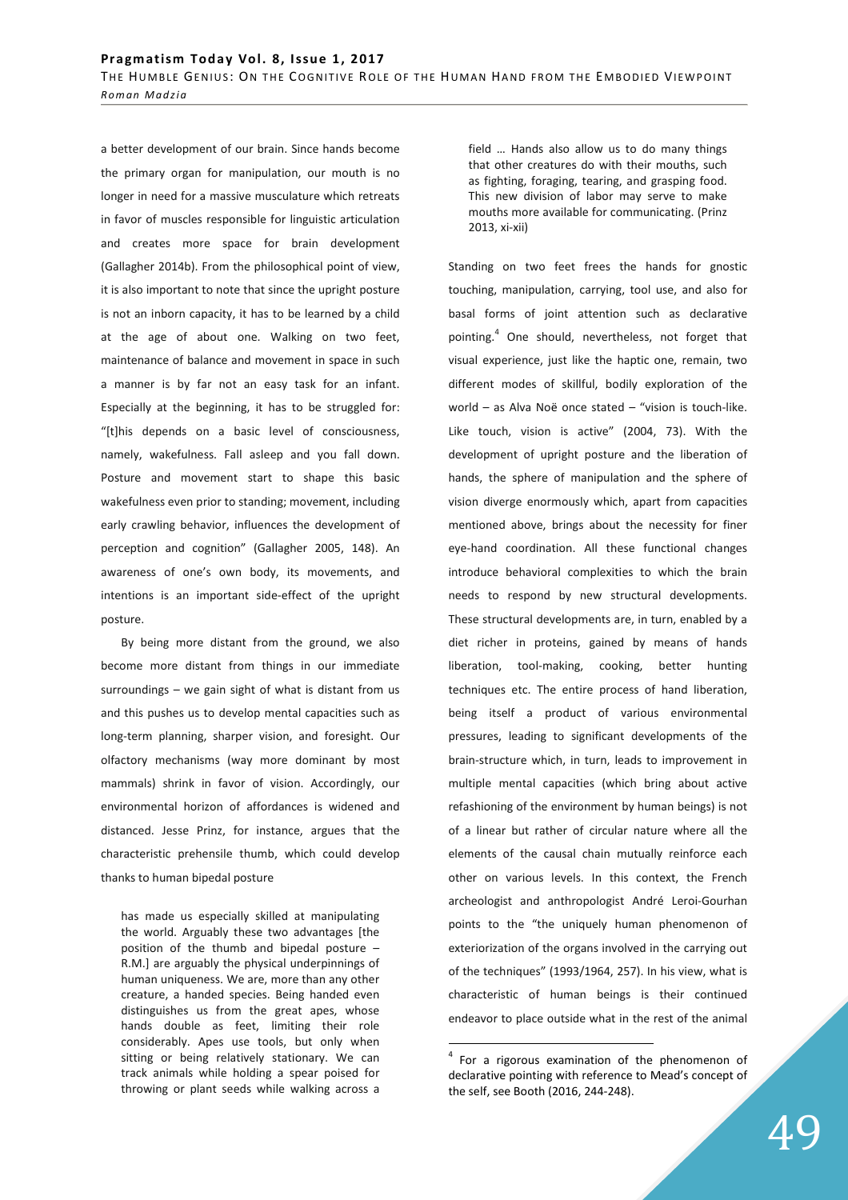a better development of our brain. Since hands become the primary organ for manipulation, our mouth is no longer in need for a massive musculature which retreats in favor of muscles responsible for linguistic articulation and creates more space for brain development (Gallagher 2014b). From the philosophical point of view, it is also important to note that since the upright posture is not an inborn capacity, it has to be learned by a child at the age of about one. Walking on two feet, maintenance of balance and movement in space in such a manner is by far not an easy task for an infant. Especially at the beginning, it has to be struggled for: "[t]his depends on a basic level of consciousness, namely, wakefulness. Fall asleep and you fall down. Posture and movement start to shape this basic wakefulness even prior to standing; movement, including early crawling behavior, influences the development of perception and cognition" (Gallagher 2005, 148). An awareness of one's own body, its movements, and intentions is an important side-effect of the upright posture.

By being more distant from the ground, we also become more distant from things in our immediate surroundings – we gain sight of what is distant from us and this pushes us to develop mental capacities such as long-term planning, sharper vision, and foresight. Our olfactory mechanisms (way more dominant by most mammals) shrink in favor of vision. Accordingly, our environmental horizon of affordances is widened and distanced. Jesse Prinz, for instance, argues that the characteristic prehensile thumb, which could develop thanks to human bipedal posture

> has made us especially skilled at manipulating the world. Arguably these two advantages [the position of the thumb and bipedal posture – R.M.] are arguably the physical underpinnings of human uniqueness. We are, more than any other creature, a handed species. Being handed even distinguishes us from the great apes, whose hands double as feet, limiting their role considerably. Apes use tools, but only when sitting or being relatively stationary. We can track animals while holding a spear poised for throwing or plant seeds while walking across a field … Hands also allow us to do many things that other creatures do with their mouths, such as fighting, foraging, tearing, and grasping food. This new division of labor may serve to make mouths more available for communicating. (Prinz 2013, xi-xii)

Standing on two feet frees the hands for gnostic touching, manipulation, carrying, tool use, and also for basal forms of joint attention such as declarative pointing.[4] One should, nevertheless, not forget that visual experience, just like the haptic one, remain, two different modes of skillful, bodily exploration of the world – as Alva Noë once stated – "vision is touch-like. Like touch, vision is active" (2004, 73). With the development of upright posture and the liberation of hands, the sphere of manipulation and the sphere of vision diverge enormously which, apart from capacities mentioned above, brings about the necessity for finer eye-hand coordination. All these functional changes introduce behavioral complexities to which the brain needs to respond by new structural developments. These structural developments are, in turn, enabled by a diet richer in proteins, gained by means of hands liberation, tool-making, cooking, better hunting techniques etc. The entire process of hand liberation, being itself a product of various environmental pressures, leading to significant developments of the brain-structure which, in turn, leads to improvement in multiple mental capacities (which bring about active refashioning of the environment by human beings) is not of a linear but rather of circular nature where all the elements of the causal chain mutually reinforce each other on various levels. In this context, the French archeologist and anthropologist André Leroi-Gourhan points to the "the uniquely human phenomenon of exteriorization of the organs involved in the carrying out of the techniques" (1993/1964, 257). In his view, what is characteristic of human beings is their continued endeavor to place outside what in the rest of the animal

[4] For a rigorous examination of the phenomenon of declarative pointing with reference to Mead's concept of the self, see Booth (2016, 244-248).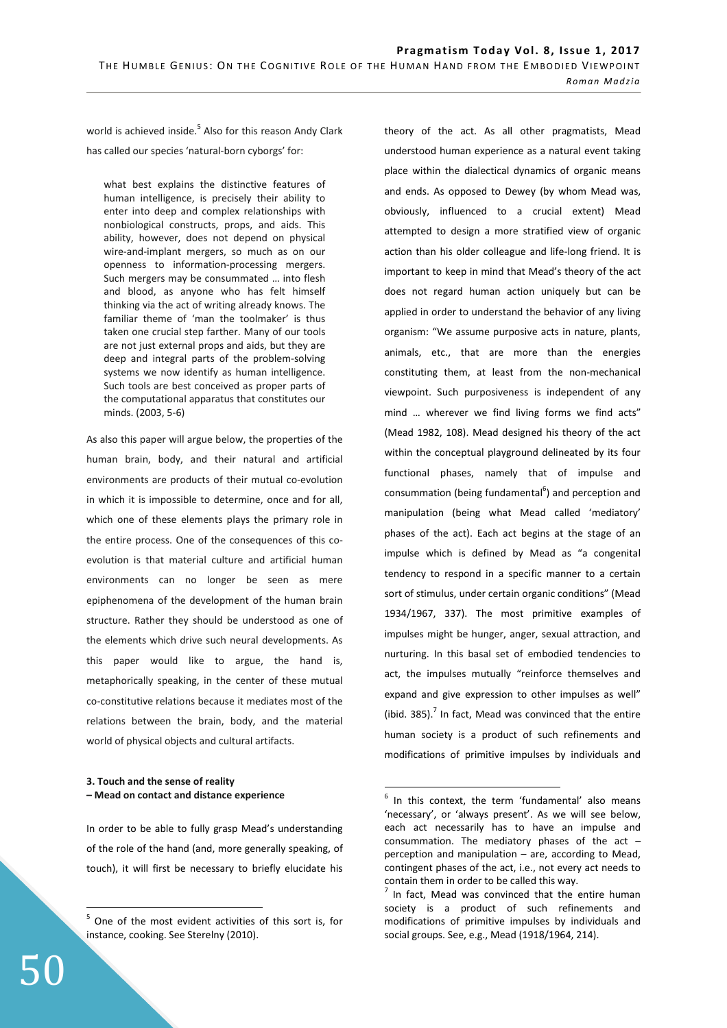world is achieved inside.[5] Also for this reason Andy Clark has called our species 'natural-born cyborgs' for:

> what best explains the distinctive features of human intelligence, is precisely their ability to enter into deep and complex relationships with nonbiological constructs, props, and aids. This ability, however, does not depend on physical wire-and-implant mergers, so much as on our openness to information-processing mergers. Such mergers may be consummated … into flesh and blood, as anyone who has felt himself thinking via the act of writing already knows. The familiar theme of 'man the toolmaker' is thus taken one crucial step farther. Many of our tools are not just external props and aids, but they are deep and integral parts of the problem-solving systems we now identify as human intelligence. Such tools are best conceived as proper parts of the computational apparatus that constitutes our minds. (2003, 5-6)

As also this paper will argue below, the properties of the human brain, body, and their natural and artificial environments are products of their mutual co-evolution in which it is impossible to determine, once and for all, which one of these elements plays the primary role in the entire process. One of the consequences of this co-evolution is that material culture and artificial human environments can no longer be seen as mere epiphenomena of the development of the human brain structure. Rather they should be understood as one of the elements which drive such neural developments. As this paper would like to argue, the hand is, metaphorically speaking, in the center of these mutual co-constitutive relations because it mediates most of the relations between the brain, body, and the material world of physical objects and cultural artifacts.

**3. Touch and the sense of reality – Mead on contact and distance experience**

In order to be able to fully grasp Mead's understanding of the role of the hand (and, more generally speaking, of touch), it will first be necessary to briefly elucidate his theory of the act. As all other pragmatists, Mead understood human experience as a natural event taking place within the dialectical dynamics of organic means and ends. As opposed to Dewey (by whom Mead was, obviously, influenced to a crucial extent) Mead attempted to design a more stratified view of organic action than his older colleague and life-long friend. It is important to keep in mind that Mead's theory of the act does not regard human action uniquely but can be applied in order to understand the behavior of any living organism: "We assume purposive acts in nature, plants, animals, etc., that are more than the energies constituting them, at least from the non-mechanical viewpoint. Such purposiveness is independent of any mind … wherever we find living forms we find acts" (Mead 1982, 108). Mead designed his theory of the act within the conceptual playground delineated by its four functional phases, namely that of impulse and consummation (being fundamental[6]) and perception and manipulation (being what Mead called 'mediatory' phases of the act). Each act begins at the stage of an impulse which is defined by Mead as "a congenital tendency to respond in a specific manner to a certain sort of stimulus, under certain organic conditions" (Mead 1934/1967, 337). The most primitive examples of impulses might be hunger, anger, sexual attraction, and nurturing. In this basal set of embodied tendencies to act, the impulses mutually "reinforce themselves and expand and give expression to other impulses as well" (ibid. 385).[7] In fact, Mead was convinced that the entire human society is a product of such refinements and modifications of primitive impulses by individuals and

---

[5] One of the most evident activities of this sort is, for instance, cooking. See Sterelny (2010).

[6] In this context, the term 'fundamental' also means 'necessary', or 'always present'. As we will see below, each act necessarily has to have an impulse and consummation. The mediatory phases of the act – perception and manipulation – are, according to Mead, contingent phases of the act, i.e., not every act needs to contain them in order to be called this way.

[7] In fact, Mead was convinced that the entire human society is a product of such refinements and modifications of primitive impulses by individuals and social groups. See, e.g., Mead (1918/1964, 214).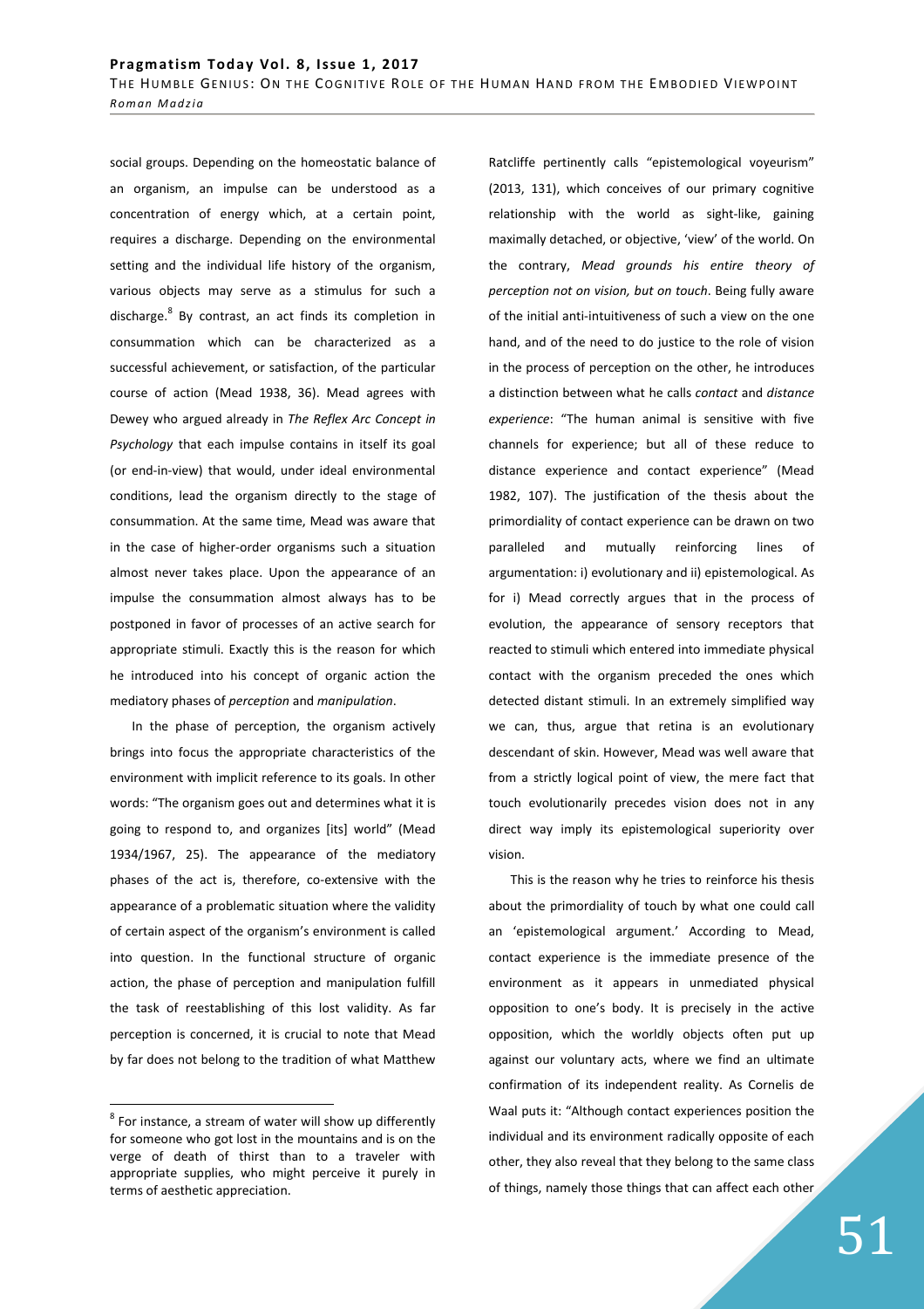social groups. Depending on the homeostatic balance of an organism, an impulse can be understood as a concentration of energy which, at a certain point, requires a discharge. Depending on the environmental setting and the individual life history of the organism, various objects may serve as a stimulus for such a discharge.[8] By contrast, an act finds its completion in consummation which can be characterized as a successful achievement, or satisfaction, of the particular course of action (Mead 1938, 36). Mead agrees with Dewey who argued already in *The Reflex Arc Concept in Psychology* that each impulse contains in itself its goal (or end-in-view) that would, under ideal environmental conditions, lead the organism directly to the stage of consummation. At the same time, Mead was aware that in the case of higher-order organisms such a situation almost never takes place. Upon the appearance of an impulse the consummation almost always has to be postponed in favor of processes of an active search for appropriate stimuli. Exactly this is the reason for which he introduced into his concept of organic action the mediatory phases of *perception* and *manipulation*.

In the phase of perception, the organism actively brings into focus the appropriate characteristics of the environment with implicit reference to its goals. In other words: "The organism goes out and determines what it is going to respond to, and organizes [its] world" (Mead 1934/1967, 25). The appearance of the mediatory phases of the act is, therefore, co-extensive with the appearance of a problematic situation where the validity of certain aspect of the organism's environment is called into question. In the functional structure of organic action, the phase of perception and manipulation fulfill the task of reestablishing of this lost validity. As far perception is concerned, it is crucial to note that Mead by far does not belong to the tradition of what Matthew Ratcliffe pertinently calls "epistemological voyeurism" (2013, 131), which conceives of our primary cognitive relationship with the world as sight-like, gaining maximally detached, or objective, 'view' of the world. On the contrary, *Mead grounds his entire theory of perception not on vision, but on touch*. Being fully aware of the initial anti-intuitiveness of such a view on the one hand, and of the need to do justice to the role of vision in the process of perception on the other, he introduces a distinction between what he calls *contact* and *distance experience*: "The human animal is sensitive with five channels for experience; but all of these reduce to distance experience and contact experience" (Mead 1982, 107). The justification of the thesis about the primordiality of contact experience can be drawn on two paralleled and mutually reinforcing lines of argumentation: i) evolutionary and ii) epistemological. As for i) Mead correctly argues that in the process of evolution, the appearance of sensory receptors that reacted to stimuli which entered into immediate physical contact with the organism preceded the ones which detected distant stimuli. In an extremely simplified way we can, thus, argue that retina is an evolutionary descendant of skin. However, Mead was well aware that from a strictly logical point of view, the mere fact that touch evolutionarily precedes vision does not in any direct way imply its epistemological superiority over vision.

This is the reason why he tries to reinforce his thesis about the primordiality of touch by what one could call an 'epistemological argument.' According to Mead, contact experience is the immediate presence of the environment as it appears in unmediated physical opposition to one's body. It is precisely in the active opposition, which the worldly objects often put up against our voluntary acts, where we find an ultimate confirmation of its independent reality. As Cornelis de Waal puts it: "Although contact experiences position the individual and its environment radically opposite of each other, they also reveal that they belong to the same class of things, namely those things that can affect each other

[8] For instance, a stream of water will show up differently for someone who got lost in the mountains and is on the verge of death of thirst than to a traveler with appropriate supplies, who might perceive it purely in terms of aesthetic appreciation.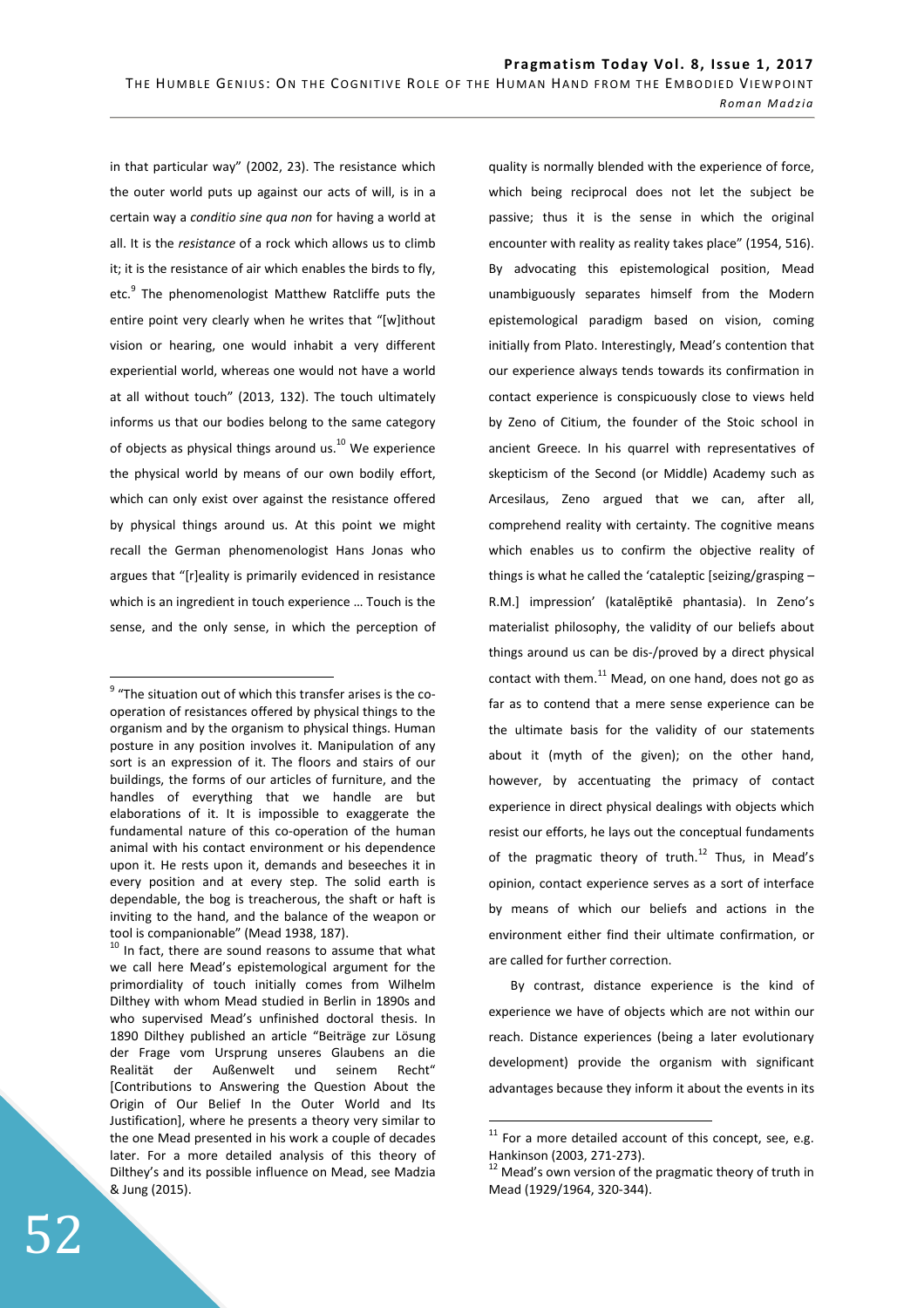in that particular way" (2002, 23). The resistance which the outer world puts up against our acts of will, is in a certain way a *conditio sine qua non* for having a world at all. It is the *resistance* of a rock which allows us to climb it; it is the resistance of air which enables the birds to fly, etc.[9] The phenomenologist Matthew Ratcliffe puts the entire point very clearly when he writes that "[w]ithout vision or hearing, one would inhabit a very different experiential world, whereas one would not have a world at all without touch" (2013, 132). The touch ultimately informs us that our bodies belong to the same category of objects as physical things around us.[10] We experience the physical world by means of our own bodily effort, which can only exist over against the resistance offered by physical things around us. At this point we might recall the German phenomenologist Hans Jonas who argues that "[r]eality is primarily evidenced in resistance which is an ingredient in touch experience … Touch is the sense, and the only sense, in which the perception of quality is normally blended with the experience of force, which being reciprocal does not let the subject be passive; thus it is the sense in which the original encounter with reality as reality takes place" (1954, 516). By advocating this epistemological position, Mead unambiguously separates himself from the Modern epistemological paradigm based on vision, coming initially from Plato. Interestingly, Mead's contention that our experience always tends towards its confirmation in contact experience is conspicuously close to views held by Zeno of Citium, the founder of the Stoic school in ancient Greece. In his quarrel with representatives of skepticism of the Second (or Middle) Academy such as Arcesilaus, Zeno argued that we can, after all, comprehend reality with certainty. The cognitive means which enables us to confirm the objective reality of things is what he called the 'cataleptic [seizing/grasping – R.M.] impression' (katalēptikē phantasia). In Zeno's materialist philosophy, the validity of our beliefs about things around us can be dis-/proved by a direct physical contact with them.[11] Mead, on one hand, does not go as far as to contend that a mere sense experience can be the ultimate basis for the validity of our statements about it (myth of the given); on the other hand, however, by accentuating the primacy of contact experience in direct physical dealings with objects which resist our efforts, he lays out the conceptual fundaments of the pragmatic theory of truth.[12] Thus, in Mead's opinion, contact experience serves as a sort of interface by means of which our beliefs and actions in the environment either find their ultimate confirmation, or are called for further correction.

By contrast, distance experience is the kind of experience we have of objects which are not within our reach. Distance experiences (being a later evolutionary development) provide the organism with significant advantages because they inform it about the events in its

---

[9] "The situation out of which this transfer arises is the co-operation of resistances offered by physical things to the organism and by the organism to physical things. Human posture in any position involves it. Manipulation of any sort is an expression of it. The floors and stairs of our buildings, the forms of our articles of furniture, and the handles of everything that we handle are but elaborations of it. It is impossible to exaggerate the fundamental nature of this co-operation of the human animal with his contact environment or his dependence upon it. He rests upon it, demands and beseeches it in every position and at every step. The solid earth is dependable, the bog is treacherous, the shaft or haft is inviting to the hand, and the balance of the weapon or tool is companionable" (Mead 1938, 187).

[10] In fact, there are sound reasons to assume that what we call here Mead's epistemological argument for the primordiality of touch initially comes from Wilhelm Dilthey with whom Mead studied in Berlin in 1890s and who supervised Mead's unfinished doctoral thesis. In 1890 Dilthey published an article "Beiträge zur Lösung der Frage vom Ursprung unseres Glaubens an die Realität der Außenwelt und seinem Recht" [Contributions to Answering the Question About the Origin of Our Belief In the Outer World and Its Justification], where he presents a theory very similar to the one Mead presented in his work a couple of decades later. For a more detailed analysis of this theory of Dilthey's and its possible influence on Mead, see Madzia & Jung (2015).

[11] For a more detailed account of this concept, see, e.g. Hankinson (2003, 271-273).

[12] Mead's own version of the pragmatic theory of truth in Mead (1929/1964, 320-344).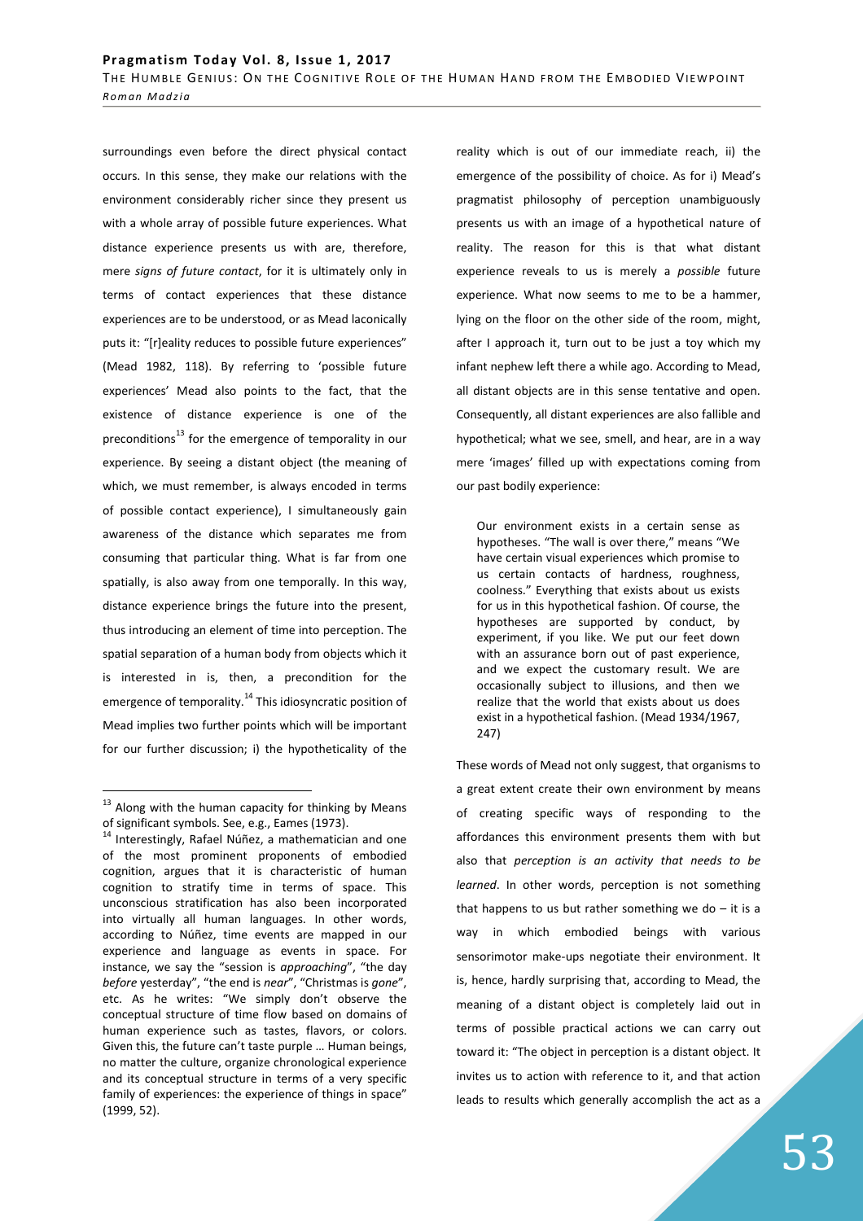surroundings even before the direct physical contact occurs. In this sense, they make our relations with the environment considerably richer since they present us with a whole array of possible future experiences. What distance experience presents us with are, therefore, mere *signs of future contact*, for it is ultimately only in terms of contact experiences that these distance experiences are to be understood, or as Mead laconically puts it: "[r]eality reduces to possible future experiences" (Mead 1982, 118). By referring to 'possible future experiences' Mead also points to the fact, that the existence of distance experience is one of the preconditions[13] for the emergence of temporality in our experience. By seeing a distant object (the meaning of which, we must remember, is always encoded in terms of possible contact experience), I simultaneously gain awareness of the distance which separates me from consuming that particular thing. What is far from one spatially, is also away from one temporally. In this way, distance experience brings the future into the present, thus introducing an element of time into perception. The spatial separation of a human body from objects which it is interested in is, then, a precondition for the emergence of temporality.[14] This idiosyncratic position of Mead implies two further points which will be important for our further discussion; i) the hypotheticality of the reality which is out of our immediate reach, ii) the emergence of the possibility of choice. As for i) Mead's pragmatist philosophy of perception unambiguously presents us with an image of a hypothetical nature of reality. The reason for this is that what distant experience reveals to us is merely a *possible* future experience. What now seems to me to be a hammer, lying on the floor on the other side of the room, might, after I approach it, turn out to be just a toy which my infant nephew left there a while ago. According to Mead, all distant objects are in this sense tentative and open. Consequently, all distant experiences are also fallible and hypothetical; what we see, smell, and hear, are in a way mere 'images' filled up with expectations coming from our past bodily experience:

> Our environment exists in a certain sense as hypotheses. "The wall is over there," means "We have certain visual experiences which promise to us certain contacts of hardness, roughness, coolness." Everything that exists about us exists for us in this hypothetical fashion. Of course, the hypotheses are supported by conduct, by experiment, if you like. We put our feet down with an assurance born out of past experience, and we expect the customary result. We are occasionally subject to illusions, and then we realize that the world that exists about us does exist in a hypothetical fashion. (Mead 1934/1967, 247)

These words of Mead not only suggest, that organisms to a great extent create their own environment by means of creating specific ways of responding to the affordances this environment presents them with but also that *perception is an activity that needs to be learned*. In other words, perception is not something that happens to us but rather something we do – it is a way in which embodied beings with various sensorimotor make-ups negotiate their environment. It is, hence, hardly surprising that, according to Mead, the meaning of a distant object is completely laid out in terms of possible practical actions we can carry out toward it: "The object in perception is a distant object. It invites us to action with reference to it, and that action leads to results which generally accomplish the act as a

---

[13] Along with the human capacity for thinking by Means of significant symbols. See, e.g., Eames (1973).

[14] Interestingly, Rafael Núñez, a mathematician and one of the most prominent proponents of embodied cognition, argues that it is characteristic of human cognition to stratify time in terms of space. This unconscious stratification has also been incorporated into virtually all human languages. In other words, according to Núñez, time events are mapped in our experience and language as events in space. For instance, we say the "session is *approaching*", "the day *before* yesterday", "the end is *near*", "Christmas is *gone*", etc. As he writes: "We simply don't observe the conceptual structure of time flow based on domains of human experience such as tastes, flavors, or colors. Given this, the future can't taste purple … Human beings, no matter the culture, organize chronological experience and its conceptual structure in terms of a very specific family of experiences: the experience of things in space" (1999, 52).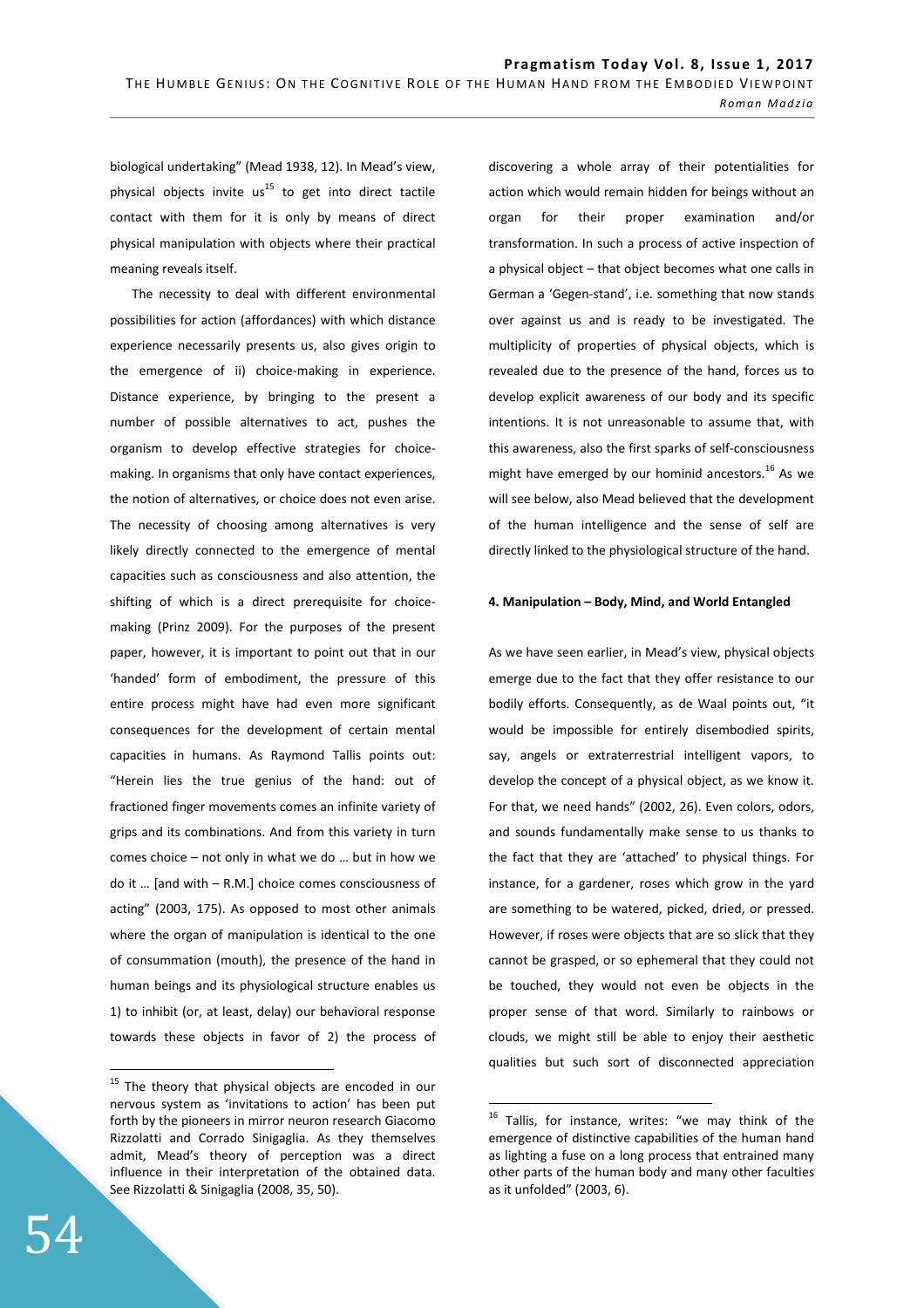biological undertaking" (Mead 1938, 12). In Mead's view, physical objects invite us[15] to get into direct tactile contact with them for it is only by means of direct physical manipulation with objects where their practical meaning reveals itself.

The necessity to deal with different environmental possibilities for action (affordances) with which distance experience necessarily presents us, also gives origin to the emergence of ii) choice-making in experience. Distance experience, by bringing to the present a number of possible alternatives to act, pushes the organism to develop effective strategies for choice-making. In organisms that only have contact experiences, the notion of alternatives, or choice does not even arise. The necessity of choosing among alternatives is very likely directly connected to the emergence of mental capacities such as consciousness and also attention, the shifting of which is a direct prerequisite for choice-making (Prinz 2009). For the purposes of the present paper, however, it is important to point out that in our 'handed' form of embodiment, the pressure of this entire process might have had even more significant consequences for the development of certain mental capacities in humans. As Raymond Tallis points out: "Herein lies the true genius of the hand: out of fractioned finger movements comes an infinite variety of grips and its combinations. And from this variety in turn comes choice – not only in what we do … but in how we do it … [and with – R.M.] choice comes consciousness of acting" (2003, 175). As opposed to most other animals where the organ of manipulation is identical to the one of consummation (mouth), the presence of the hand in human beings and its physiological structure enables us 1) to inhibit (or, at least, delay) our behavioral response towards these objects in favor of 2) the process of discovering a whole array of their potentialities for action which would remain hidden for beings without an organ for their proper examination and/or transformation. In such a process of active inspection of a physical object – that object becomes what one calls in German a 'Gegen-stand', i.e. something that now stands over against us and is ready to be investigated. The multiplicity of properties of physical objects, which is revealed due to the presence of the hand, forces us to develop explicit awareness of our body and its specific intentions. It is not unreasonable to assume that, with this awareness, also the first sparks of self-consciousness might have emerged by our hominid ancestors.[16] As we will see below, also Mead believed that the development of the human intelligence and the sense of self are directly linked to the physiological structure of the hand.

## 4. Manipulation – Body, Mind, and World Entangled

As we have seen earlier, in Mead's view, physical objects emerge due to the fact that they offer resistance to our bodily efforts. Consequently, as de Waal points out, "it would be impossible for entirely disembodied spirits, say, angels or extraterrestrial intelligent vapors, to develop the concept of a physical object, as we know it. For that, we need hands" (2002, 26). Even colors, odors, and sounds fundamentally make sense to us thanks to the fact that they are 'attached' to physical things. For instance, for a gardener, roses which grow in the yard are something to be watered, picked, dried, or pressed. However, if roses were objects that are so slick that they cannot be grasped, or so ephemeral that they could not be touched, they would not even be objects in the proper sense of that word. Similarly to rainbows or clouds, we might still be able to enjoy their aesthetic qualities but such sort of disconnected appreciation

---

[15] The theory that physical objects are encoded in our nervous system as 'invitations to action' has been put forth by the pioneers in mirror neuron research Giacomo Rizzolatti and Corrado Sinigaglia. As they themselves admit, Mead's theory of perception was a direct influence in their interpretation of the obtained data. See Rizzolatti & Sinigaglia (2008, 35, 50).

[16] Tallis, for instance, writes: "we may think of the emergence of distinctive capabilities of the human hand as lighting a fuse on a long process that entrained many other parts of the human body and many other faculties as it unfolded" (2003, 6).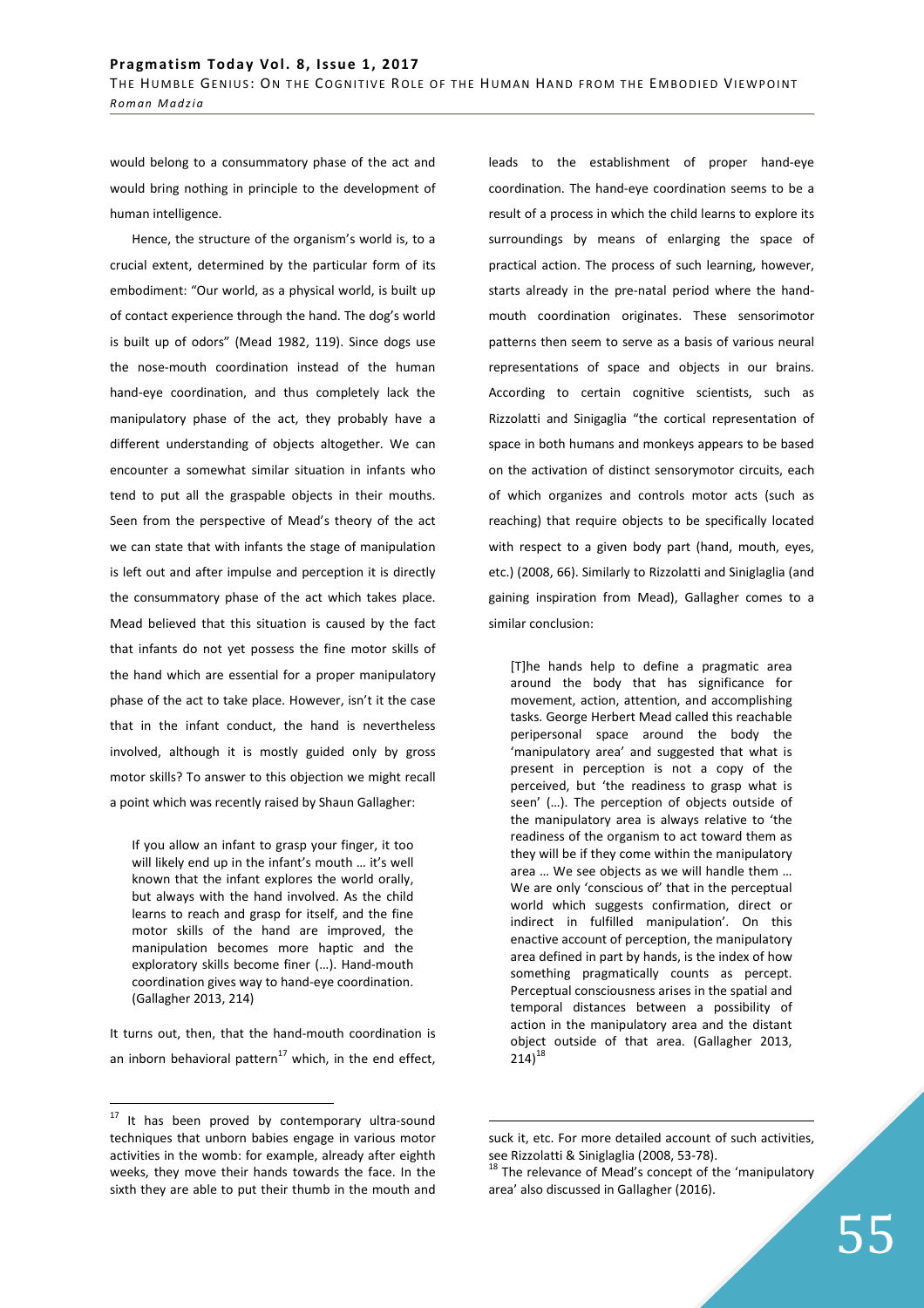would belong to a consummatory phase of the act and would bring nothing in principle to the development of human intelligence.

Hence, the structure of the organism's world is, to a crucial extent, determined by the particular form of its embodiment: "Our world, as a physical world, is built up of contact experience through the hand. The dog's world is built up of odors" (Mead 1982, 119). Since dogs use the nose-mouth coordination instead of the human hand-eye coordination, and thus completely lack the manipulatory phase of the act, they probably have a different understanding of objects altogether. We can encounter a somewhat similar situation in infants who tend to put all the graspable objects in their mouths. Seen from the perspective of Mead's theory of the act we can state that with infants the stage of manipulation is left out and after impulse and perception it is directly the consummatory phase of the act which takes place. Mead believed that this situation is caused by the fact that infants do not yet possess the fine motor skills of the hand which are essential for a proper manipulatory phase of the act to take place. However, isn't it the case that in the infant conduct, the hand is nevertheless involved, although it is mostly guided only by gross motor skills? To answer to this objection we might recall a point which was recently raised by Shaun Gallagher:

> If you allow an infant to grasp your finger, it too will likely end up in the infant's mouth … it's well known that the infant explores the world orally, but always with the hand involved. As the child learns to reach and grasp for itself, and the fine motor skills of the hand are improved, the manipulation becomes more haptic and the exploratory skills become finer (…). Hand-mouth coordination gives way to hand-eye coordination. (Gallagher 2013, 214)

It turns out, then, that the hand-mouth coordination is an inborn behavioral pattern[17] which, in the end effect, leads to the establishment of proper hand-eye coordination. The hand-eye coordination seems to be a result of a process in which the child learns to explore its surroundings by means of enlarging the space of practical action. The process of such learning, however, starts already in the pre-natal period where the hand-mouth coordination originates. These sensorimotor patterns then seem to serve as a basis of various neural representations of space and objects in our brains. According to certain cognitive scientists, such as Rizzolatti and Sinigaglia "the cortical representation of space in both humans and monkeys appears to be based on the activation of distinct sensorymotor circuits, each of which organizes and controls motor acts (such as reaching) that require objects to be specifically located with respect to a given body part (hand, mouth, eyes, etc.) (2008, 66). Similarly to Rizzolatti and Siniglaglia (and gaining inspiration from Mead), Gallagher comes to a similar conclusion:

> [T]he hands help to define a pragmatic area around the body that has significance for movement, action, attention, and accomplishing tasks. George Herbert Mead called this reachable peripersonal space around the body the 'manipulatory area' and suggested that what is present in perception is not a copy of the perceived, but 'the readiness to grasp what is seen' (…). The perception of objects outside of the manipulatory area is always relative to 'the readiness of the organism to act toward them as they will be if they come within the manipulatory area … We see objects as we will handle them … We are only 'conscious of' that in the perceptual world which suggests confirmation, direct or indirect in fulfilled manipulation'. On this enactive account of perception, the manipulatory area defined in part by hands, is the index of how something pragmatically counts as percept. Perceptual consciousness arises in the spatial and temporal distances between a possibility of action in the manipulatory area and the distant object outside of that area. (Gallagher 2013, 214)[18]

---

[17] It has been proved by contemporary ultra-sound techniques that unborn babies engage in various motor activities in the womb: for example, already after eighth weeks, they move their hands towards the face. In the sixth they are able to put their thumb in the mouth and suck it, etc. For more detailed account of such activities, see Rizzolatti & Siniglaglia (2008, 53-78).

[18] The relevance of Mead's concept of the 'manipulatory area' also discussed in Gallagher (2016).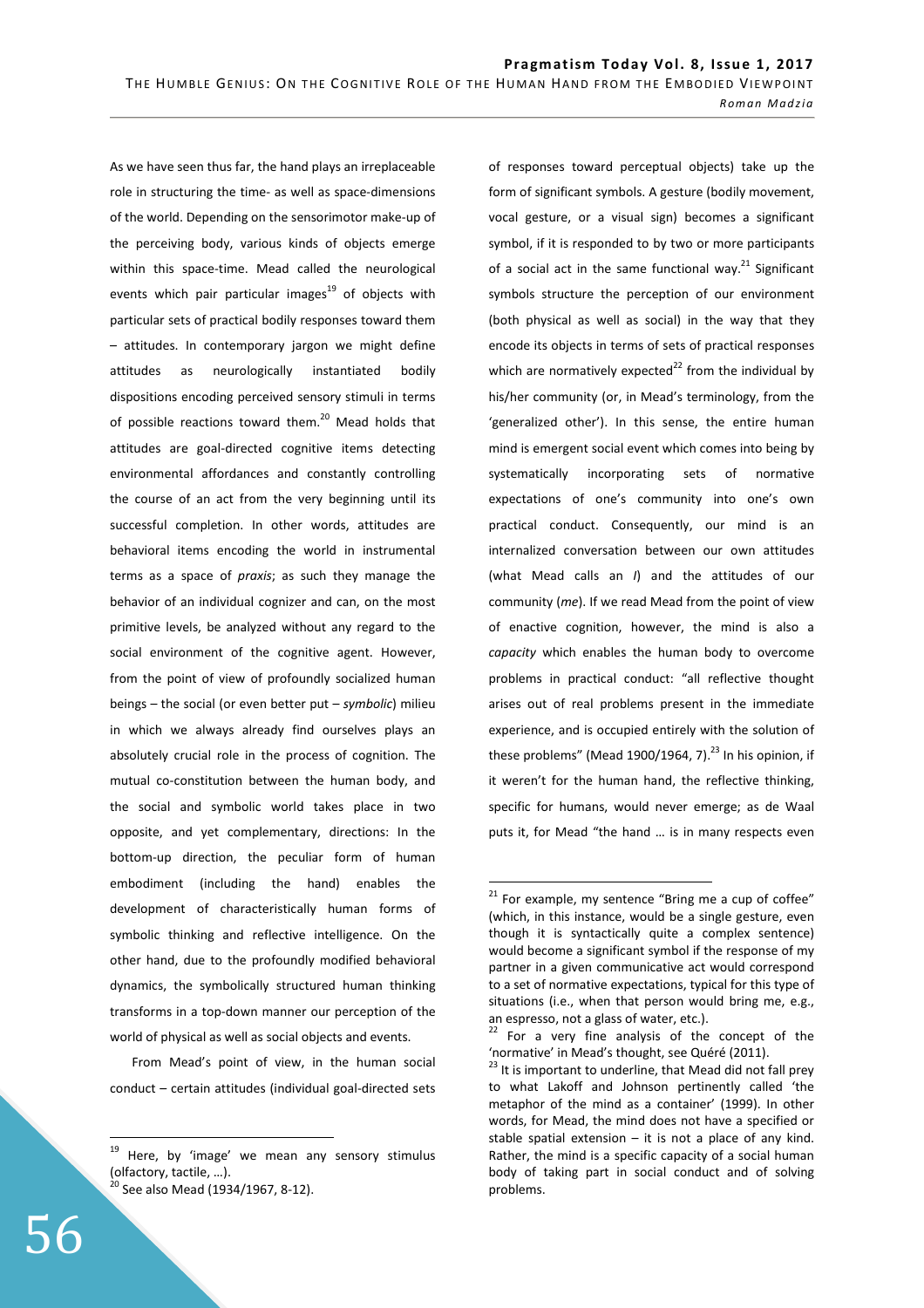As we have seen thus far, the hand plays an irreplaceable role in structuring the time- as well as space-dimensions of the world. Depending on the sensorimotor make-up of the perceiving body, various kinds of objects emerge within this space-time. Mead called the neurological events which pair particular images[19] of objects with particular sets of practical bodily responses toward them – attitudes. In contemporary jargon we might define attitudes as neurologically instantiated bodily dispositions encoding perceived sensory stimuli in terms of possible reactions toward them.[20] Mead holds that attitudes are goal-directed cognitive items detecting environmental affordances and constantly controlling the course of an act from the very beginning until its successful completion. In other words, attitudes are behavioral items encoding the world in instrumental terms as a space of *praxis*; as such they manage the behavior of an individual cognizer and can, on the most primitive levels, be analyzed without any regard to the social environment of the cognitive agent. However, from the point of view of profoundly socialized human beings – the social (or even better put – *symbolic*) milieu in which we always already find ourselves plays an absolutely crucial role in the process of cognition. The mutual co-constitution between the human body, and the social and symbolic world takes place in two opposite, and yet complementary, directions: In the bottom-up direction, the peculiar form of human embodiment (including the hand) enables the development of characteristically human forms of symbolic thinking and reflective intelligence. On the other hand, due to the profoundly modified behavioral dynamics, the symbolically structured human thinking transforms in a top-down manner our perception of the world of physical as well as social objects and events.

From Mead's point of view, in the human social conduct – certain attitudes (individual goal-directed sets of responses toward perceptual objects) take up the form of significant symbols. A gesture (bodily movement, vocal gesture, or a visual sign) becomes a significant symbol, if it is responded to by two or more participants of a social act in the same functional way.[21] Significant symbols structure the perception of our environment (both physical as well as social) in the way that they encode its objects in terms of sets of practical responses which are normatively expected[22] from the individual by his/her community (or, in Mead's terminology, from the 'generalized other'). In this sense, the entire human mind is emergent social event which comes into being by systematically incorporating sets of normative expectations of one's community into one's own practical conduct. Consequently, our mind is an internalized conversation between our own attitudes (what Mead calls an *I*) and the attitudes of our community (*me*). If we read Mead from the point of view of enactive cognition, however, the mind is also a *capacity* which enables the human body to overcome problems in practical conduct: "all reflective thought arises out of real problems present in the immediate experience, and is occupied entirely with the solution of these problems" (Mead 1900/1964, 7).[23] In his opinion, if it weren't for the human hand, the reflective thinking, specific for humans, would never emerge; as de Waal puts it, for Mead "the hand … is in many respects even

---

[19] Here, by 'image' we mean any sensory stimulus (olfactory, tactile, …).

[20] See also Mead (1934/1967, 8-12).

[21] For example, my sentence "Bring me a cup of coffee" (which, in this instance, would be a single gesture, even though it is syntactically quite a complex sentence) would become a significant symbol if the response of my partner in a given communicative act would correspond to a set of normative expectations, typical for this type of situations (i.e., when that person would bring me, e.g., an espresso, not a glass of water, etc.).

[22] For a very fine analysis of the concept of the 'normative' in Mead's thought, see Quéré (2011).

[23] It is important to underline, that Mead did not fall prey to what Lakoff and Johnson pertinently called 'the metaphor of the mind as a container' (1999). In other words, for Mead, the mind does not have a specified or stable spatial extension – it is not a place of any kind. Rather, the mind is a specific capacity of a social human body of taking part in social conduct and of solving problems.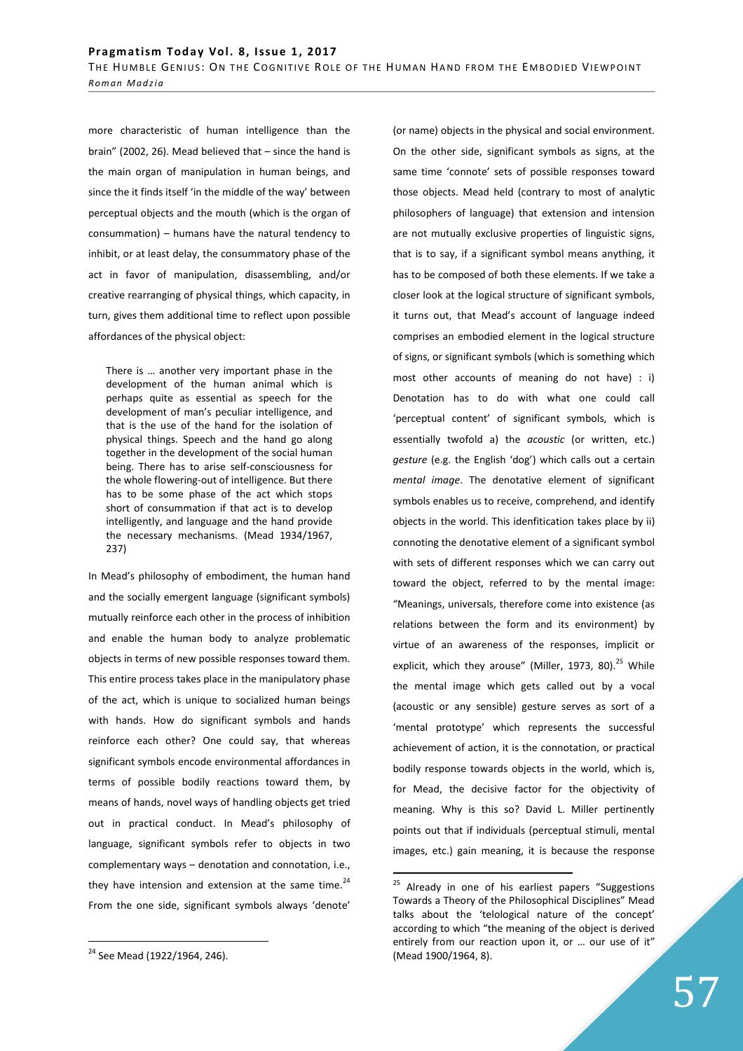more characteristic of human intelligence than the brain" (2002, 26). Mead believed that – since the hand is the main organ of manipulation in human beings, and since the it finds itself 'in the middle of the way' between perceptual objects and the mouth (which is the organ of consummation) – humans have the natural tendency to inhibit, or at least delay, the consummatory phase of the act in favor of manipulation, disassembling, and/or creative rearranging of physical things, which capacity, in turn, gives them additional time to reflect upon possible affordances of the physical object:

> There is … another very important phase in the development of the human animal which is perhaps quite as essential as speech for the development of man's peculiar intelligence, and that is the use of the hand for the isolation of physical things. Speech and the hand go along together in the development of the social human being. There has to arise self-consciousness for the whole flowering-out of intelligence. But there has to be some phase of the act which stops short of consummation if that act is to develop intelligently, and language and the hand provide the necessary mechanisms. (Mead 1934/1967, 237)

In Mead's philosophy of embodiment, the human hand and the socially emergent language (significant symbols) mutually reinforce each other in the process of inhibition and enable the human body to analyze problematic objects in terms of new possible responses toward them. This entire process takes place in the manipulatory phase of the act, which is unique to socialized human beings with hands. How do significant symbols and hands reinforce each other? One could say, that whereas significant symbols encode environmental affordances in terms of possible bodily reactions toward them, by means of hands, novel ways of handling objects get tried out in practical conduct. In Mead's philosophy of language, significant symbols refer to objects in two complementary ways – denotation and connotation, i.e., they have intension and extension at the same time.[24] From the one side, significant symbols always 'denote' (or name) objects in the physical and social environment. On the other side, significant symbols as signs, at the same time 'connote' sets of possible responses toward those objects. Mead held (contrary to most of analytic philosophers of language) that extension and intension are not mutually exclusive properties of linguistic signs, that is to say, if a significant symbol means anything, it has to be composed of both these elements. If we take a closer look at the logical structure of significant symbols, it turns out, that Mead's account of language indeed comprises an embodied element in the logical structure of signs, or significant symbols (which is something which most other accounts of meaning do not have) : i) Denotation has to do with what one could call 'perceptual content' of significant symbols, which is essentially twofold a) the *acoustic* (or written, etc.) *gesture* (e.g. the English 'dog') which calls out a certain *mental image*. The denotative element of significant symbols enables us to receive, comprehend, and identify objects in the world. This idenfitication takes place by ii) connoting the denotative element of a significant symbol with sets of different responses which we can carry out toward the object, referred to by the mental image: "Meanings, universals, therefore come into existence (as relations between the form and its environment) by virtue of an awareness of the responses, implicit or explicit, which they arouse" (Miller, 1973, 80).[25] While the mental image which gets called out by a vocal (acoustic or any sensible) gesture serves as sort of a 'mental prototype' which represents the successful achievement of action, it is the connotation, or practical bodily response towards objects in the world, which is, for Mead, the decisive factor for the objectivity of meaning. Why is this so? David L. Miller pertinently points out that if individuals (perceptual stimuli, mental images, etc.) gain meaning, it is because the response

---

[24] See Mead (1922/1964, 246).

[25] Already in one of his earliest papers "Suggestions Towards a Theory of the Philosophical Disciplines" Mead talks about the 'telological nature of the concept' according to which "the meaning of the object is derived entirely from our reaction upon it, or … our use of it" (Mead 1900/1964, 8).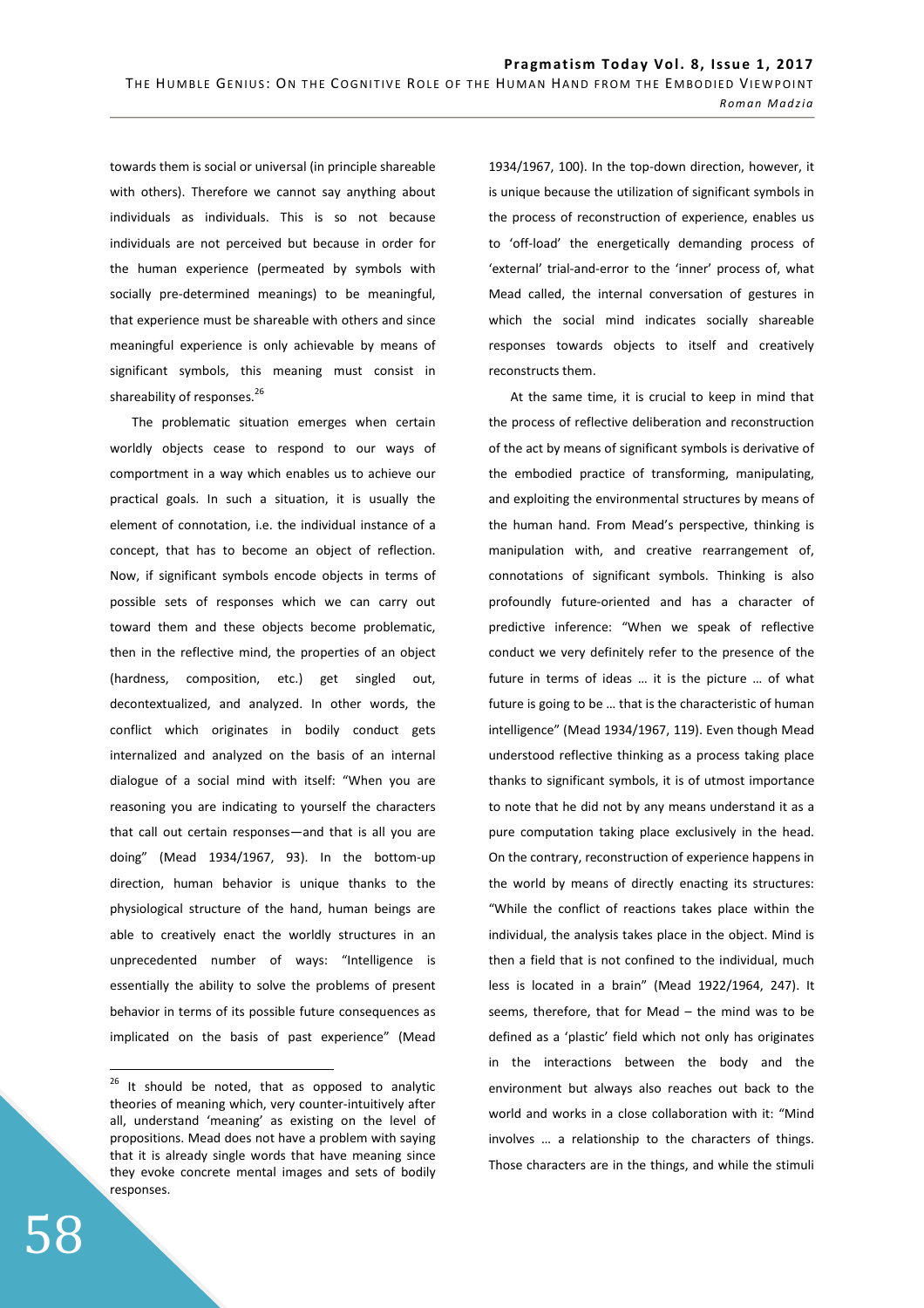towards them is social or universal (in principle shareable with others). Therefore we cannot say anything about individuals as individuals. This is so not because individuals are not perceived but because in order for the human experience (permeated by symbols with socially pre-determined meanings) to be meaningful, that experience must be shareable with others and since meaningful experience is only achievable by means of significant symbols, this meaning must consist in shareability of responses.[26]

The problematic situation emerges when certain worldly objects cease to respond to our ways of comportment in a way which enables us to achieve our practical goals. In such a situation, it is usually the element of connotation, i.e. the individual instance of a concept, that has to become an object of reflection. Now, if significant symbols encode objects in terms of possible sets of responses which we can carry out toward them and these objects become problematic, then in the reflective mind, the properties of an object (hardness, composition, etc.) get singled out, decontextualized, and analyzed. In other words, the conflict which originates in bodily conduct gets internalized and analyzed on the basis of an internal dialogue of a social mind with itself: "When you are reasoning you are indicating to yourself the characters that call out certain responses—and that is all you are doing" (Mead 1934/1967, 93). In the bottom-up direction, human behavior is unique thanks to the physiological structure of the hand, human beings are able to creatively enact the worldly structures in an unprecedented number of ways: "Intelligence is essentially the ability to solve the problems of present behavior in terms of its possible future consequences as implicated on the basis of past experience" (Mead 1934/1967, 100). In the top-down direction, however, it is unique because the utilization of significant symbols in the process of reconstruction of experience, enables us to 'off-load' the energetically demanding process of 'external' trial-and-error to the 'inner' process of, what Mead called, the internal conversation of gestures in which the social mind indicates socially shareable responses towards objects to itself and creatively reconstructs them.

At the same time, it is crucial to keep in mind that the process of reflective deliberation and reconstruction of the act by means of significant symbols is derivative of the embodied practice of transforming, manipulating, and exploiting the environmental structures by means of the human hand. From Mead's perspective, thinking is manipulation with, and creative rearrangement of, connotations of significant symbols. Thinking is also profoundly future-oriented and has a character of predictive inference: "When we speak of reflective conduct we very definitely refer to the presence of the future in terms of ideas … it is the picture … of what future is going to be … that is the characteristic of human intelligence" (Mead 1934/1967, 119). Even though Mead understood reflective thinking as a process taking place thanks to significant symbols, it is of utmost importance to note that he did not by any means understand it as a pure computation taking place exclusively in the head. On the contrary, reconstruction of experience happens in the world by means of directly enacting its structures: "While the conflict of reactions takes place within the individual, the analysis takes place in the object. Mind is then a field that is not confined to the individual, much less is located in a brain" (Mead 1922/1964, 247). It seems, therefore, that for Mead – the mind was to be defined as a 'plastic' field which not only has originates in the interactions between the body and the environment but always also reaches out back to the world and works in a close collaboration with it: "Mind involves … a relationship to the characters of things. Those characters are in the things, and while the stimuli

---

[26] It should be noted, that as opposed to analytic theories of meaning which, very counter-intuitively after all, understand 'meaning' as existing on the level of propositions. Mead does not have a problem with saying that it is already single words that have meaning since they evoke concrete mental images and sets of bodily responses.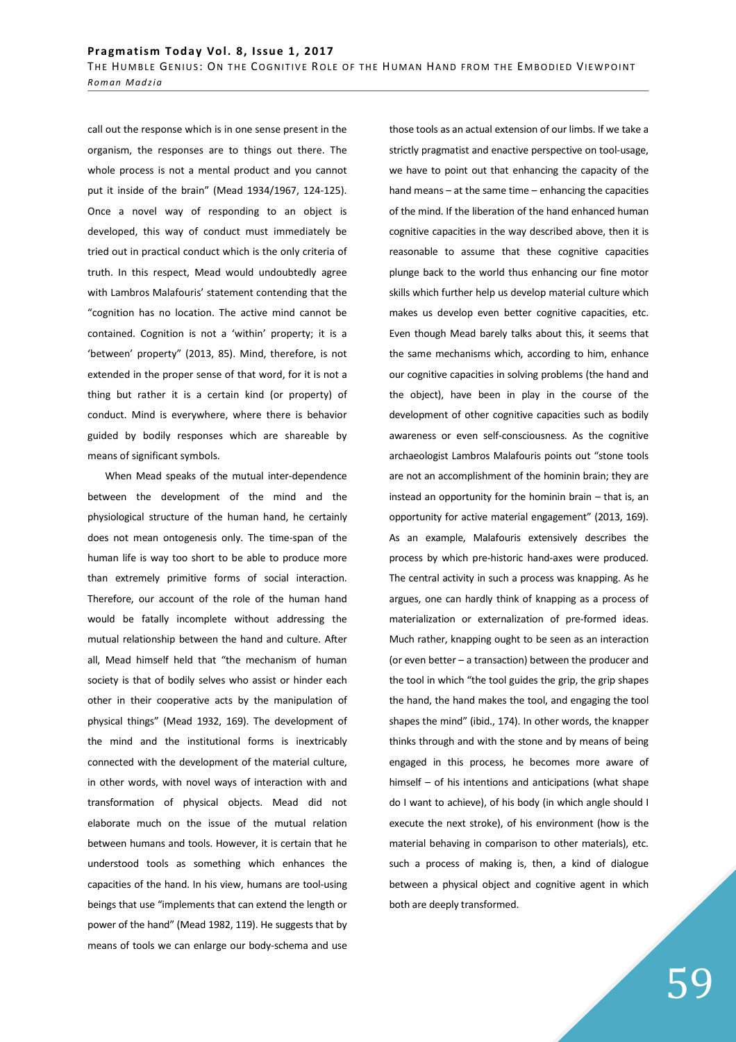call out the response which is in one sense present in the organism, the responses are to things out there. The whole process is not a mental product and you cannot put it inside of the brain" (Mead 1934/1967, 124-125). Once a novel way of responding to an object is developed, this way of conduct must immediately be tried out in practical conduct which is the only criteria of truth. In this respect, Mead would undoubtedly agree with Lambros Malafouris' statement contending that the "cognition has no location. The active mind cannot be contained. Cognition is not a 'within' property; it is a 'between' property" (2013, 85). Mind, therefore, is not extended in the proper sense of that word, for it is not a thing but rather it is a certain kind (or property) of conduct. Mind is everywhere, where there is behavior guided by bodily responses which are shareable by means of significant symbols.

When Mead speaks of the mutual inter-dependence between the development of the mind and the physiological structure of the human hand, he certainly does not mean ontogenesis only. The time-span of the human life is way too short to be able to produce more than extremely primitive forms of social interaction. Therefore, our account of the role of the human hand would be fatally incomplete without addressing the mutual relationship between the hand and culture. After all, Mead himself held that "the mechanism of human society is that of bodily selves who assist or hinder each other in their cooperative acts by the manipulation of physical things" (Mead 1932, 169). The development of the mind and the institutional forms is inextricably connected with the development of the material culture, in other words, with novel ways of interaction with and transformation of physical objects. Mead did not elaborate much on the issue of the mutual relation between humans and tools. However, it is certain that he understood tools as something which enhances the capacities of the hand. In his view, humans are tool-using beings that use "implements that can extend the length or power of the hand" (Mead 1982, 119). He suggests that by means of tools we can enlarge our body-schema and use those tools as an actual extension of our limbs. If we take a strictly pragmatist and enactive perspective on tool-usage, we have to point out that enhancing the capacity of the hand means – at the same time – enhancing the capacities of the mind. If the liberation of the hand enhanced human cognitive capacities in the way described above, then it is reasonable to assume that these cognitive capacities plunge back to the world thus enhancing our fine motor skills which further help us develop material culture which makes us develop even better cognitive capacities, etc. Even though Mead barely talks about this, it seems that the same mechanisms which, according to him, enhance our cognitive capacities in solving problems (the hand and the object), have been in play in the course of the development of other cognitive capacities such as bodily awareness or even self-consciousness. As the cognitive archaeologist Lambros Malafouris points out "stone tools are not an accomplishment of the hominin brain; they are instead an opportunity for the hominin brain – that is, an opportunity for active material engagement" (2013, 169). As an example, Malafouris extensively describes the process by which pre-historic hand-axes were produced. The central activity in such a process was knapping. As he argues, one can hardly think of knapping as a process of materialization or externalization of pre-formed ideas. Much rather, knapping ought to be seen as an interaction (or even better – a transaction) between the producer and the tool in which "the tool guides the grip, the grip shapes the hand, the hand makes the tool, and engaging the tool shapes the mind" (ibid., 174). In other words, the knapper thinks through and with the stone and by means of being engaged in this process, he becomes more aware of himself – of his intentions and anticipations (what shape do I want to achieve), of his body (in which angle should I execute the next stroke), of his environment (how is the material behaving in comparison to other materials), etc. such a process of making is, then, a kind of dialogue between a physical object and cognitive agent in which both are deeply transformed.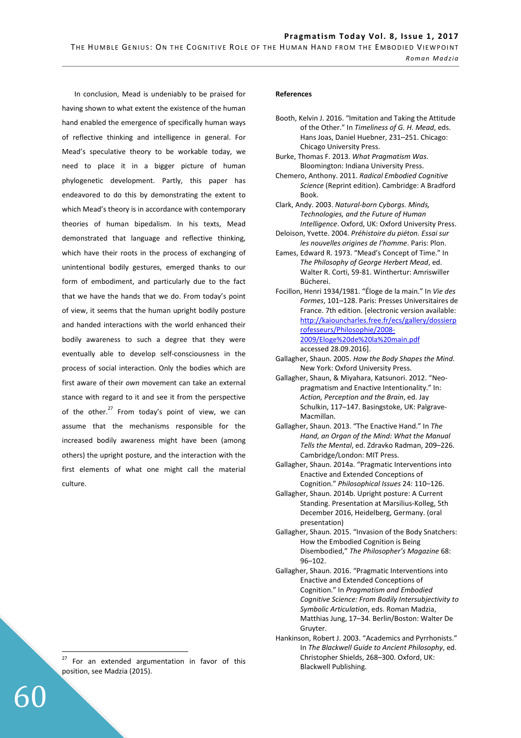In conclusion, Mead is undeniably to be praised for having shown to what extent the existence of the human hand enabled the emergence of specifically human ways of reflective thinking and intelligence in general. For Mead's speculative theory to be workable today, we need to place it in a bigger picture of human phylogenetic development. Partly, this paper has endeavored to do this by demonstrating the extent to which Mead's theory is in accordance with contemporary theories of human bipedalism. In his texts, Mead demonstrated that language and reflective thinking, which have their roots in the process of exchanging of unintentional bodily gestures, emerged thanks to our form of embodiment, and particularly due to the fact that we have the hands that we do. From today's point of view, it seems that the human upright bodily posture and handed interactions with the world enhanced their bodily awareness to such a degree that they were eventually able to develop self-consciousness in the process of social interaction. Only the bodies which are first aware of their *own* movement can take an external stance with regard to it and see it from the perspective of the other.[27] From today's point of view, we can assume that the mechanisms responsible for the increased bodily awareness might have been (among others) the upright posture, and the interaction with the first elements of what one might call the material culture.

[27] For an extended argumentation in favor of this position, see Madzia (2015).

**References**

Booth, Kelvin J. 2016. "Imitation and Taking the Attitude of the Other." In *Timeliness of G. H. Mead*, eds. Hans Joas, Daniel Huebner, 231–251. Chicago: Chicago University Press.

Burke, Thomas F. 2013. *What Pragmatism Was*. Bloomington: Indiana University Press.

Chemero, Anthony. 2011. *Radical Embodied Cognitive Science* (Reprint edition). Cambridge: A Bradford Book.

Clark, Andy. 2003. *Natural-born Cyborgs. Minds, Technologies, and the Future of Human Intelligence*. Oxford, UK: Oxford University Press.

Deloison, Yvette. 2004. *Préhistoire du piéton. Essai sur les nouvelles origines de l'homme*. Paris: Plon.

Eames, Edward R. 1973. "Mead's Concept of Time." In *The Philosophy of George Herbert Mead*, ed. Walter R. Corti, 59-81. Winthertur: Amriswiller Bücherei.

Focillon, Henri 1934/1981. "Éloge de la main." In *Vie des Formes*, 101–128. Paris: Presses Universitaires de France. 7th edition. [electronic version available: http://kaiouncharles.free.fr/ecs/gallery/dossierprofesseurs/Philosophie/2008-2009/Eloge%20de%20la%20main.pdf accessed 28.09.2016].

Gallagher, Shaun. 2005. *How the Body Shapes the Mind*. New York: Oxford University Press.

Gallagher, Shaun, & Miyahara, Katsunori. 2012. "Neo-pragmatism and Enactive Intentionality." In: *Action, Perception and the Brain*, ed. Jay Schulkin, 117–147. Basingstoke, UK: Palgrave-Macmillan.

Gallagher, Shaun. 2013. "The Enactive Hand." In *The Hand, an Organ of the Mind: What the Manual Tells the Mental*, ed. Zdravko Radman, 209–226. Cambridge/London: MIT Press.

Gallagher, Shaun. 2014a. "Pragmatic Interventions into Enactive and Extended Conceptions of Cognition." *Philosophical Issues* 24: 110–126.

Gallagher, Shaun. 2014b. Upright posture: A Current Standing. Presentation at Marsilius-Kolleg, 5th December 2016, Heidelberg, Germany. (oral presentation)

Gallagher, Shaun. 2015. "Invasion of the Body Snatchers: How the Embodied Cognition is Being Disembodied," *The Philosopher's Magazine* 68: 96–102.

Gallagher, Shaun. 2016. "Pragmatic Interventions into Enactive and Extended Conceptions of Cognition." In *Pragmatism and Embodied Cognitive Science: From Bodily Intersubjectivity to Symbolic Articulation*, eds. Roman Madzia, Matthias Jung, 17–34. Berlin/Boston: Walter De Gruyter.

Hankinson, Robert J. 2003. "Academics and Pyrrhonists." In *The Blackwell Guide to Ancient Philosophy*, ed. Christopher Shields, 268–300. Oxford, UK: Blackwell Publishing.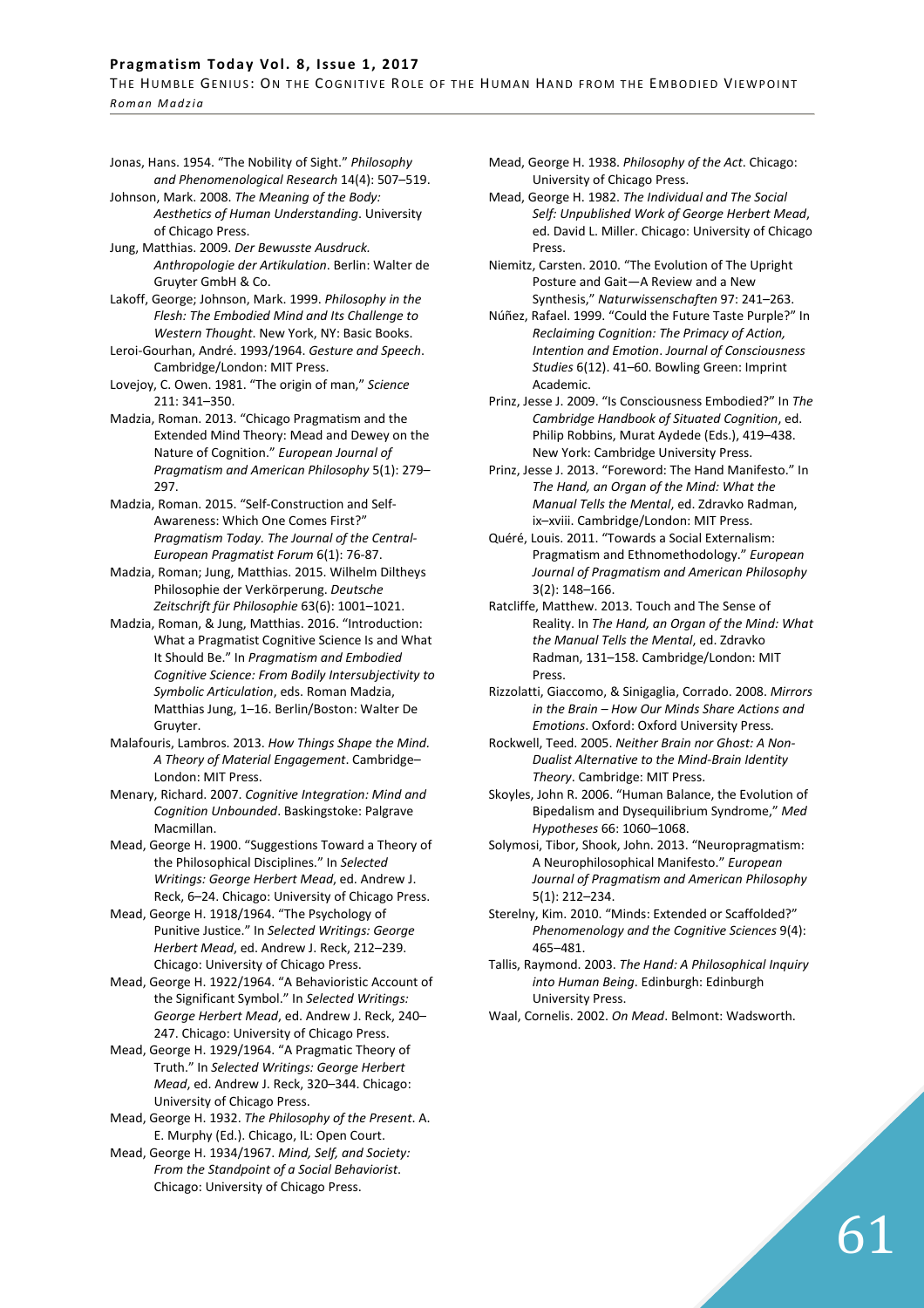Jonas, Hans. 1954. "The Nobility of Sight." *Philosophy and Phenomenological Research* 14(4): 507–519.

Johnson, Mark. 2008. *The Meaning of the Body: Aesthetics of Human Understanding*. University of Chicago Press.

Jung, Matthias. 2009. *Der Bewusste Ausdruck. Anthropologie der Artikulation*. Berlin: Walter de Gruyter GmbH & Co.

Lakoff, George; Johnson, Mark. 1999. *Philosophy in the Flesh: The Embodied Mind and Its Challenge to Western Thought*. New York, NY: Basic Books.

Leroi-Gourhan, André. 1993/1964. *Gesture and Speech*. Cambridge/London: MIT Press.

Lovejoy, C. Owen. 1981. "The origin of man," *Science* 211: 341–350.

Madzia, Roman. 2013. "Chicago Pragmatism and the Extended Mind Theory: Mead and Dewey on the Nature of Cognition." *European Journal of Pragmatism and American Philosophy* 5(1): 279–297.

Madzia, Roman. 2015. "Self-Construction and Self-Awareness: Which One Comes First?" *Pragmatism Today. The Journal of the Central-European Pragmatist Forum* 6(1): 76-87.

Madzia, Roman; Jung, Matthias. 2015. Wilhelm Diltheys Philosophie der Verkörperung. *Deutsche Zeitschrift für Philosophie* 63(6): 1001–1021.

Madzia, Roman, & Jung, Matthias. 2016. "Introduction: What a Pragmatist Cognitive Science Is and What It Should Be." In *Pragmatism and Embodied Cognitive Science: From Bodily Intersubjectivity to Symbolic Articulation*, eds. Roman Madzia, Matthias Jung, 1–16. Berlin/Boston: Walter De Gruyter.

Malafouris, Lambros. 2013. *How Things Shape the Mind. A Theory of Material Engagement*. Cambridge–London: MIT Press.

Menary, Richard. 2007. *Cognitive Integration: Mind and Cognition Unbounded*. Baskingstoke: Palgrave Macmillan.

Mead, George H. 1900. "Suggestions Toward a Theory of the Philosophical Disciplines." In *Selected Writings: George Herbert Mead*, ed. Andrew J. Reck, 6–24. Chicago: University of Chicago Press.

Mead, George H. 1918/1964. "The Psychology of Punitive Justice." In *Selected Writings: George Herbert Mead*, ed. Andrew J. Reck, 212–239. Chicago: University of Chicago Press.

Mead, George H. 1922/1964. "A Behavioristic Account of the Significant Symbol." In *Selected Writings: George Herbert Mead*, ed. Andrew J. Reck, 240–247. Chicago: University of Chicago Press.

Mead, George H. 1929/1964. "A Pragmatic Theory of Truth." In *Selected Writings: George Herbert Mead*, ed. Andrew J. Reck, 320–344. Chicago: University of Chicago Press.

Mead, George H. 1932. *The Philosophy of the Present*. A. E. Murphy (Ed.). Chicago, IL: Open Court.

Mead, George H. 1934/1967. *Mind, Self, and Society: From the Standpoint of a Social Behaviorist*. Chicago: University of Chicago Press.

Mead, George H. 1938. *Philosophy of the Act*. Chicago: University of Chicago Press.

Mead, George H. 1982. *The Individual and The Social Self: Unpublished Work of George Herbert Mead*, ed. David L. Miller. Chicago: University of Chicago Press.

Niemitz, Carsten. 2010. "The Evolution of The Upright Posture and Gait—A Review and a New Synthesis," *Naturwissenschaften* 97: 241–263.

Núñez, Rafael. 1999. "Could the Future Taste Purple?" In *Reclaiming Cognition: The Primacy of Action, Intention and Emotion*. *Journal of Consciousness Studies* 6(12). 41–60. Bowling Green: Imprint Academic.

Prinz, Jesse J. 2009. "Is Consciousness Embodied?" In *The Cambridge Handbook of Situated Cognition*, ed. Philip Robbins, Murat Aydede (Eds.), 419–438. New York: Cambridge University Press.

Prinz, Jesse J. 2013. "Foreword: The Hand Manifesto." In *The Hand, an Organ of the Mind: What the Manual Tells the Mental*, ed. Zdravko Radman, ix–xviii. Cambridge/London: MIT Press.

Quéré, Louis. 2011. "Towards a Social Externalism: Pragmatism and Ethnomethodology." *European Journal of Pragmatism and American Philosophy* 3(2): 148–166.

Ratcliffe, Matthew. 2013. Touch and The Sense of Reality. In *The Hand, an Organ of the Mind: What the Manual Tells the Mental*, ed. Zdravko Radman, 131–158. Cambridge/London: MIT Press.

Rizzolatti, Giaccomo, & Sinigaglia, Corrado. 2008. *Mirrors in the Brain – How Our Minds Share Actions and Emotions*. Oxford: Oxford University Press.

Rockwell, Teed. 2005. *Neither Brain nor Ghost: A Non-Dualist Alternative to the Mind-Brain Identity Theory*. Cambridge: MIT Press.

Skoyles, John R. 2006. "Human Balance, the Evolution of Bipedalism and Dysequilibrium Syndrome," *Med Hypotheses* 66: 1060–1068.

Solymosi, Tibor, Shook, John. 2013. "Neuropragmatism: A Neurophilosophical Manifesto." *European Journal of Pragmatism and American Philosophy* 5(1): 212–234.

Sterelny, Kim. 2010. "Minds: Extended or Scaffolded?" *Phenomenology and the Cognitive Sciences* 9(4): 465–481.

Tallis, Raymond. 2003. *The Hand: A Philosophical Inquiry into Human Being*. Edinburgh: Edinburgh University Press.

Waal, Cornelis. 2002. *On Mead*. Belmont: Wadsworth.